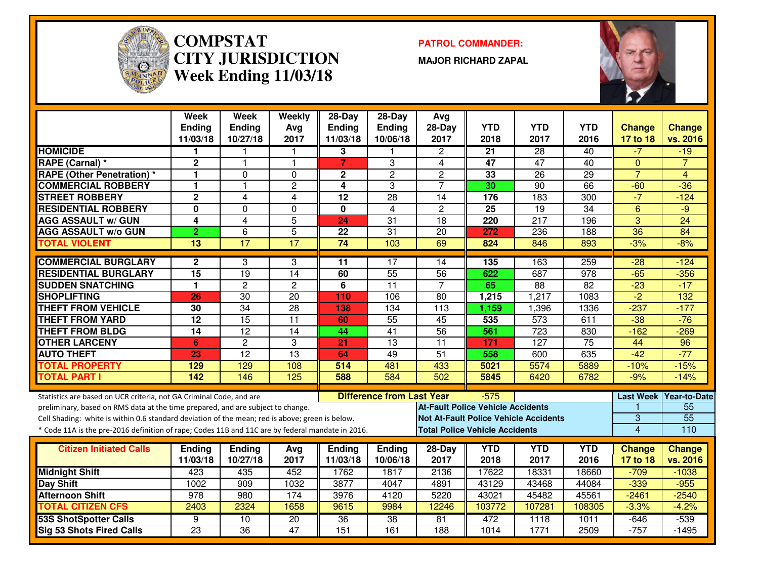# COMPSTAT CITY JURISDICTION Week Ending 11/03/18

**PATROL COMMANDER:**

**MAJOR RICHARD ZAPAL**

| | Week Ending 11/03/18 | Week Ending 10/27/18 | Weekly Avg 2017 | 28-Day Ending 11/03/18 | 28-Day Ending 10/06/18 | Avg 28-Day 2017 | YTD 2018 | YTD 2017 | YTD 2016 | Change 17 to 18 | Change vs. 2016 |
|---|---|---|---|---|---|---|---|---|---|---|---|
| **HOMICIDE** | 1 | 1 | 1 | 3 | 1 | 2 | 21 | 28 | 40 | -7 | -19 |
| **RAPE (Carnal) *** | 2 | 1 | 1 | 7 | 3 | 4 | 47 | 47 | 40 | 0 | 7 |
| **RAPE (Other Penetration) *** | 1 | 0 | 0 | 2 | 2 | 2 | 33 | 26 | 29 | 7 | 4 |
| **COMMERCIAL ROBBERY** | 1 | 1 | 2 | 4 | 3 | 7 | 30 | 90 | 66 | -60 | -36 |
| **STREET ROBBERY** | 2 | 4 | 4 | 12 | 28 | 14 | 176 | 183 | 300 | -7 | -124 |
| **RESIDENTIAL ROBBERY** | 0 | 0 | 0 | 0 | 4 | 2 | 25 | 19 | 34 | 6 | -9 |
| **AGG ASSAULT w/ GUN** | 4 | 4 | 5 | 24 | 31 | 18 | 220 | 217 | 196 | 3 | 24 |
| **AGG ASSAULT w/o GUN** | 2 | 6 | 5 | 22 | 31 | 20 | 272 | 236 | 188 | 36 | 84 |
| **TOTAL VIOLENT** | 13 | 17 | 17 | 74 | 103 | 69 | 824 | 846 | 893 | -3% | -8% |
| **COMMERCIAL BURGLARY** | 2 | 3 | 3 | 11 | 17 | 14 | 135 | 163 | 259 | -28 | -124 |
| **RESIDENTIAL BURGLARY** | 15 | 19 | 14 | 60 | 55 | 56 | 622 | 687 | 978 | -65 | -356 |
| **SUDDEN SNATCHING** | 1 | 2 | 2 | 6 | 11 | 7 | 65 | 88 | 82 | -23 | -17 |
| **SHOPLIFTING** | 26 | 30 | 20 | 110 | 106 | 80 | 1,215 | 1,217 | 1083 | -2 | 132 |
| **THEFT FROM VEHICLE** | 30 | 34 | 28 | 138 | 134 | 113 | 1,159 | 1,396 | 1336 | -237 | -177 |
| **THEFT FROM YARD** | 12 | 15 | 11 | 60 | 55 | 45 | 535 | 573 | 611 | -38 | -76 |
| **THEFT FROM BLDG** | 14 | 12 | 14 | 44 | 41 | 56 | 561 | 723 | 830 | -162 | -269 |
| **OTHER LARCENY** | 6 | 2 | 3 | 21 | 13 | 11 | 171 | 127 | 75 | 44 | 96 |
| **AUTO THEFT** | 23 | 12 | 13 | 64 | 49 | 51 | 558 | 600 | 635 | -42 | -77 |
| **TOTAL PROPERTY** | 129 | 129 | 108 | 514 | 481 | 433 | 5021 | 5574 | 5889 | -10% | -15% |
| **TOTAL PART I** | 142 | 146 | 125 | 588 | 584 | 502 | 5845 | 6420 | 6782 | -9% | -14% |

**Difference from Last Year:** -575

Statistics are based on UCR criteria, not GA Criminal Code, and are preliminary, based on RMS data at the time prepared, and are subject to change.

Cell Shading: white is within 0.6 standard deviation of the mean; red is above; green is below.

* Code 11A is the pre-2016 definition of rape; Codes 11B and 11C are by federal mandate in 2016.

| | Last Week | Year-to-Date |
|---|---|---|
| **At-Fault Police Vehicle Accidents** | 1 | 55 |
| **Not At-Fault Police Vehicle Accidents** | 3 | 55 |
| **Total Police Vehicle Accidents** | 4 | 110 |

| Citizen Initiated Calls | Ending 11/03/18 | Ending 10/27/18 | Avg 2017 | Ending 11/03/18 | Ending 10/06/18 | 28-Day 2017 | YTD 2018 | YTD 2017 | YTD 2016 | Change 17 to 18 | Change vs. 2016 |
|---|---|---|---|---|---|---|---|---|---|---|---|
| **Midnight Shift** | 423 | 435 | 452 | 1762 | 1817 | 2136 | 17622 | 18331 | 18660 | -709 | -1038 |
| **Day Shift** | 1002 | 909 | 1032 | 3877 | 4047 | 4891 | 43129 | 43468 | 44084 | -339 | -955 |
| **Afternoon Shift** | 978 | 980 | 174 | 3976 | 4120 | 5220 | 43021 | 45482 | 45561 | -2461 | -2540 |
| **TOTAL CITIZEN CFS** | 2403 | 2324 | 1658 | 9615 | 9984 | 12246 | 103772 | 107281 | 108305 | -3.3% | -4.2% |
| **53S ShotSpotter Calls** | 9 | 10 | 20 | 36 | 38 | 81 | 472 | 1118 | 1011 | -646 | -539 |
| **Sig 53 Shots Fired Calls** | 23 | 36 | 47 | 151 | 161 | 188 | 1014 | 1771 | 2509 | -757 | -1495 |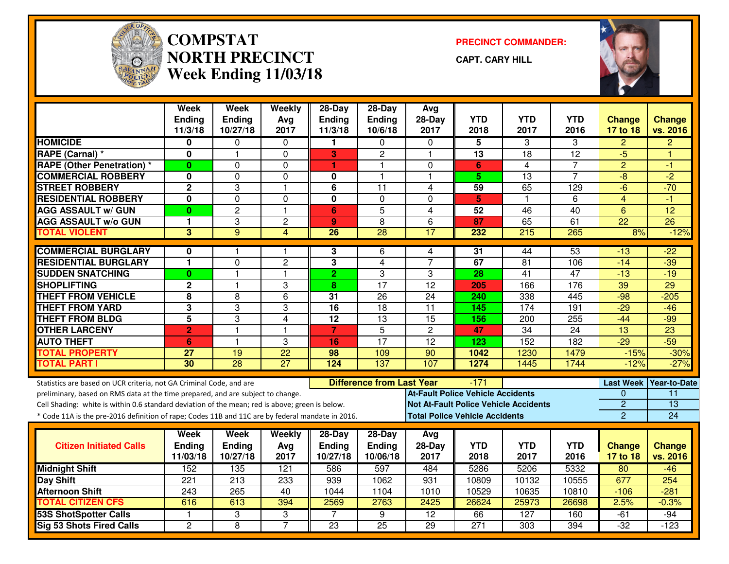# COMPSTAT
# NORTH PRECINCT
## Week Ending 11/03/18

**PRECINCT COMMANDER:**

**CAPT. CARY HILL**

| | Week Ending 11/3/18 | Week Ending 10/27/18 | Weekly Avg 2017 | 28-Day Ending 11/3/18 | 28-Day Ending 10/6/18 | Avg 28-Day 2017 | YTD 2018 | YTD 2017 | YTD 2016 | Change 17 to 18 | Change vs. 2016 |
|---|---|---|---|---|---|---|---|---|---|---|---|
| HOMICIDE | 0 | 0 | 0 | 1 | 0 | 0 | 5 | 3 | 3 | 2 | 2 |
| RAPE (Carnal) * | 0 | 1 | 0 | 3 | 2 | 1 | 13 | 18 | 12 | -5 | 1 |
| RAPE (Other Penetration) * | 0 | 0 | 0 | 1 | 1 | 0 | 6 | 4 | 7 | 2 | -1 |
| COMMERCIAL ROBBERY | 0 | 0 | 0 | 0 | 1 | 1 | 5 | 13 | 7 | -8 | -2 |
| STREET ROBBERY | 2 | 3 | 1 | 6 | 11 | 4 | 59 | 65 | 129 | -6 | -70 |
| RESIDENTIAL ROBBERY | 0 | 0 | 0 | 0 | 0 | 0 | 5 | 1 | 6 | 4 | -1 |
| AGG ASSAULT w/ GUN | 0 | 2 | 1 | 6 | 5 | 4 | 52 | 46 | 40 | 6 | 12 |
| AGG ASSAULT w/o GUN | 1 | 3 | 2 | 9 | 8 | 6 | 87 | 65 | 61 | 22 | 26 |
| TOTAL VIOLENT | 3 | 9 | 4 | 26 | 28 | 17 | 232 | 215 | 265 | 8% | -12% |
| COMMERCIAL BURGLARY | 0 | 1 | 1 | 3 | 6 | 4 | 31 | 44 | 53 | -13 | -22 |
| RESIDENTIAL BURGLARY | 1 | 0 | 2 | 3 | 4 | 7 | 67 | 81 | 106 | -14 | -39 |
| SUDDEN SNATCHING | 0 | 1 | 1 | 2 | 3 | 3 | 28 | 41 | 47 | -13 | -19 |
| SHOPLIFTING | 2 | 1 | 3 | 8 | 17 | 12 | 205 | 166 | 176 | 39 | 29 |
| THEFT FROM VEHICLE | 8 | 8 | 6 | 31 | 26 | 24 | 240 | 338 | 445 | -98 | -205 |
| THEFT FROM YARD | 3 | 3 | 3 | 16 | 18 | 11 | 145 | 174 | 191 | -29 | -46 |
| THEFT FROM BLDG | 5 | 3 | 4 | 12 | 13 | 15 | 156 | 200 | 255 | -44 | -99 |
| OTHER LARCENY | 2 | 1 | 1 | 7 | 5 | 2 | 47 | 34 | 24 | 13 | 23 |
| AUTO THEFT | 6 | 1 | 3 | 16 | 17 | 12 | 123 | 152 | 182 | -29 | -59 |
| TOTAL PROPERTY | 27 | 19 | 22 | 98 | 109 | 90 | 1042 | 1230 | 1479 | -15% | -30% |
| TOTAL PART I | 30 | 28 | 27 | 124 | 137 | 107 | 1274 | 1445 | 1744 | -12% | -27% |

Statistics are based on UCR criteria, not GA Criminal Code, and are preliminary, based on RMS data at the time prepared, and are subject to change.
Cell Shading: white is within 0.6 standard deviation of the mean; red is above; green is below.
* Code 11A is the pre-2016 definition of rape; Codes 11B and 11C are by federal mandate in 2016.

**Difference from Last Year:** -171

| | Last Week | Year-to-Date |
|---|---|---|
| At-Fault Police Vehicle Accidents | 0 | 11 |
| Not At-Fault Police Vehicle Accidents | 2 | 13 |
| Total Police Vehicle Accidents | 2 | 24 |

| Citizen Initiated Calls | Week Ending 11/03/18 | Week Ending 10/27/18 | Weekly Avg 2017 | 28-Day Ending 10/27/18 | 28-Day Ending 10/06/18 | Avg 28-Day 2017 | YTD 2018 | YTD 2017 | YTD 2016 | Change 17 to 18 | Change vs. 2016 |
|---|---|---|---|---|---|---|---|---|---|---|---|
| Midnight Shift | 152 | 135 | 121 | 586 | 597 | 484 | 5286 | 5206 | 5332 | 80 | -46 |
| Day Shift | 221 | 213 | 233 | 939 | 1062 | 931 | 10809 | 10132 | 10555 | 677 | 254 |
| Afternoon Shift | 243 | 265 | 40 | 1044 | 1104 | 1010 | 10529 | 10635 | 10810 | -106 | -281 |
| TOTAL CITIZEN CFS | 616 | 613 | 394 | 2569 | 2763 | 2425 | 26624 | 25973 | 26698 | 2.5% | -0.3% |
| 53S ShotSpotter Calls | 1 | 3 | 3 | 7 | 9 | 12 | 66 | 127 | 160 | -61 | -94 |
| Sig 53 Shots Fired Calls | 2 | 8 | 7 | 23 | 25 | 29 | 271 | 303 | 394 | -32 | -123 |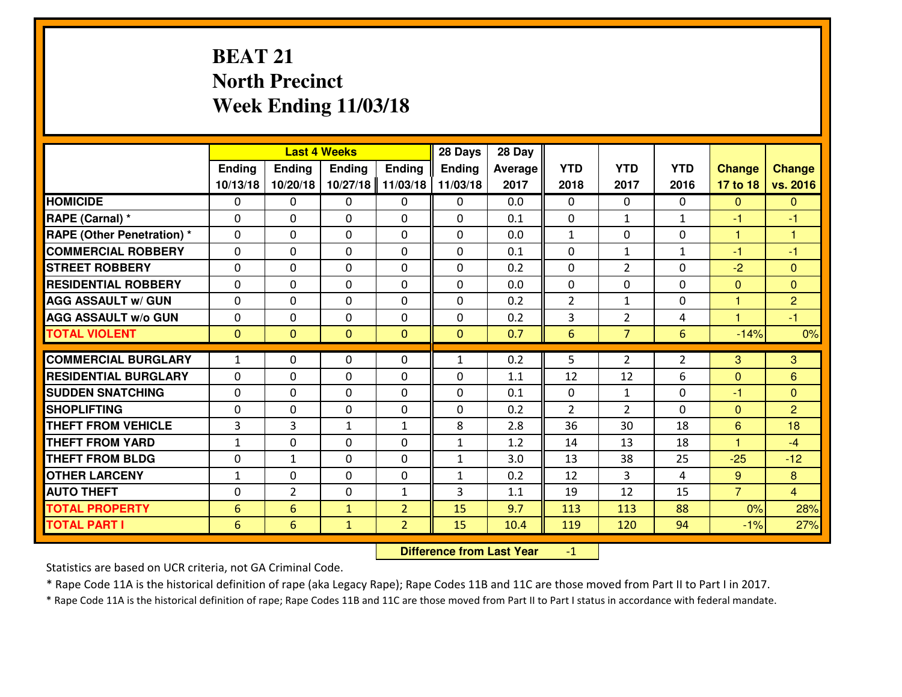# BEAT 21
## North Precinct
## Week Ending 11/03/18

| | Last 4 Weeks | | | | 28 Days | 28 Day | | | | | |
|---|---|---|---|---|---|---|---|---|---|---|---|
| | Ending 10/13/18 | Ending 10/20/18 | Ending 10/27/18 | Ending 11/03/18 | Ending 11/03/18 | Average 2017 | YTD 2018 | YTD 2017 | YTD 2016 | Change 17 to 18 | Change vs. 2016 |
| HOMICIDE | 0 | 0 | 0 | 0 | 0 | 0.0 | 0 | 0 | 0 | 0 | 0 |
| RAPE (Carnal) * | 0 | 0 | 0 | 0 | 0 | 0.1 | 0 | 1 | 1 | -1 | -1 |
| RAPE (Other Penetration) * | 0 | 0 | 0 | 0 | 0 | 0.0 | 1 | 0 | 0 | 1 | 1 |
| COMMERCIAL ROBBERY | 0 | 0 | 0 | 0 | 0 | 0.1 | 0 | 1 | 1 | -1 | -1 |
| STREET ROBBERY | 0 | 0 | 0 | 0 | 0 | 0.2 | 0 | 2 | 0 | -2 | 0 |
| RESIDENTIAL ROBBERY | 0 | 0 | 0 | 0 | 0 | 0.0 | 0 | 0 | 0 | 0 | 0 |
| AGG ASSAULT w/ GUN | 0 | 0 | 0 | 0 | 0 | 0.2 | 2 | 1 | 0 | 1 | 2 |
| AGG ASSAULT w/o GUN | 0 | 0 | 0 | 0 | 0 | 0.2 | 3 | 2 | 4 | 1 | -1 |
| TOTAL VIOLENT | 0 | 0 | 0 | 0 | 0 | 0.7 | 6 | 7 | 6 | -14% | 0% |
| COMMERCIAL BURGLARY | 1 | 0 | 0 | 0 | 1 | 0.2 | 5 | 2 | 2 | 3 | 3 |
| RESIDENTIAL BURGLARY | 0 | 0 | 0 | 0 | 0 | 1.1 | 12 | 12 | 6 | 0 | 6 |
| SUDDEN SNATCHING | 0 | 0 | 0 | 0 | 0 | 0.1 | 0 | 1 | 0 | -1 | 0 |
| SHOPLIFTING | 0 | 0 | 0 | 0 | 0 | 0.2 | 2 | 2 | 0 | 0 | 2 |
| THEFT FROM VEHICLE | 3 | 3 | 1 | 1 | 8 | 2.8 | 36 | 30 | 18 | 6 | 18 |
| THEFT FROM YARD | 1 | 0 | 0 | 0 | 1 | 1.2 | 14 | 13 | 18 | 1 | -4 |
| THEFT FROM BLDG | 0 | 1 | 0 | 0 | 1 | 3.0 | 13 | 38 | 25 | -25 | -12 |
| OTHER LARCENY | 1 | 0 | 0 | 0 | 1 | 0.2 | 12 | 3 | 4 | 9 | 8 |
| AUTO THEFT | 0 | 2 | 0 | 1 | 3 | 1.1 | 19 | 12 | 15 | 7 | 4 |
| TOTAL PROPERTY | 6 | 6 | 1 | 2 | 15 | 9.7 | 113 | 113 | 88 | 0% | 28% |
| TOTAL PART I | 6 | 6 | 1 | 2 | 15 | 10.4 | 119 | 120 | 94 | -1% | 27% |

**Difference from Last Year** -1

Statistics are based on UCR criteria, not GA Criminal Code.

* Rape Code 11A is the historical definition of rape (aka Legacy Rape); Rape Codes 11B and 11C are those moved from Part II to Part I in 2017.

* Rape Code 11A is the historical definition of rape; Rape Codes 11B and 11C are those moved from Part II to Part I status in accordance with federal mandate.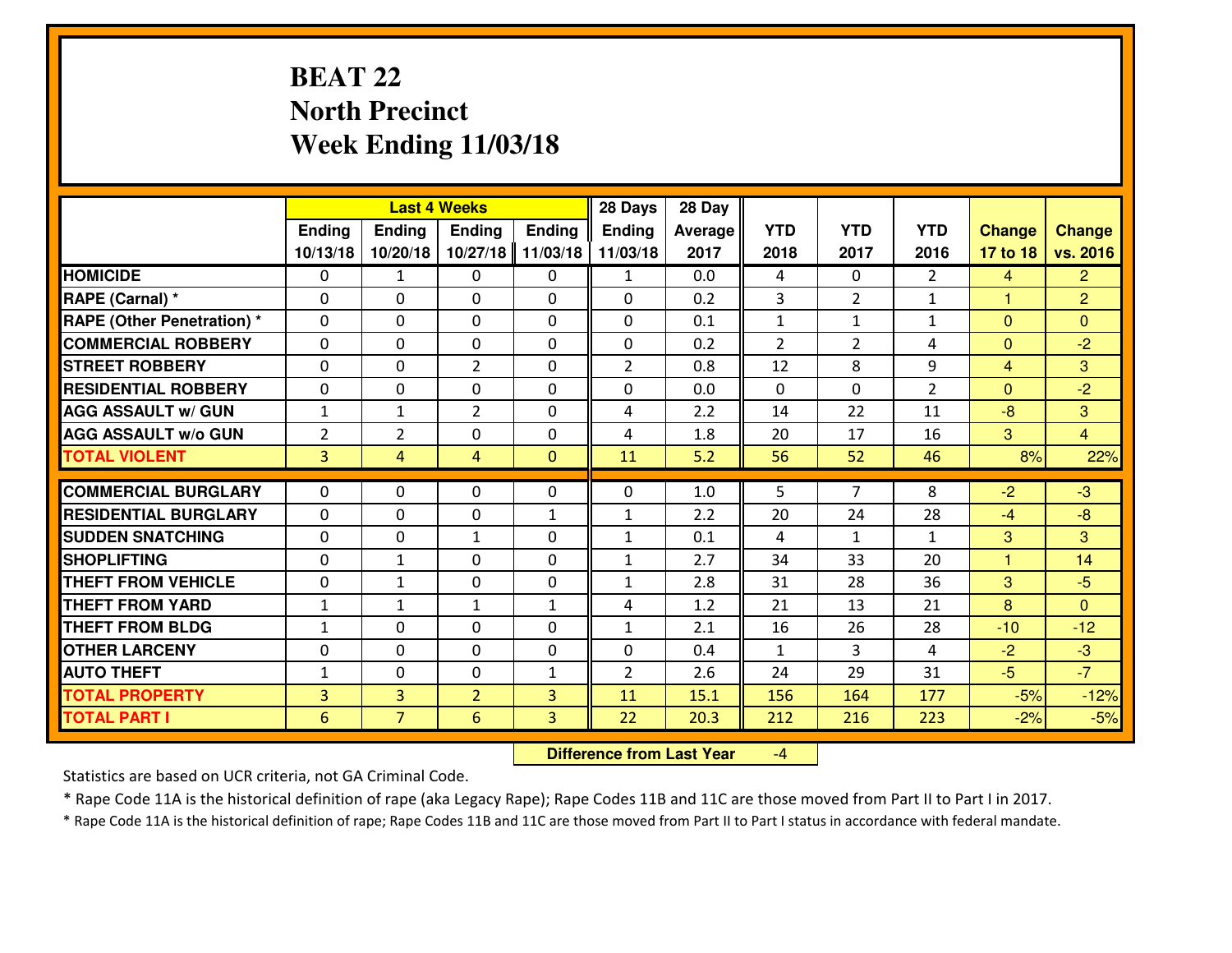# BEAT 22
## North Precinct
## Week Ending 11/03/18

| | Last 4 Weeks | | | | 28 Days | 28 Day | | | | | |
|---|---|---|---|---|---|---|---|---|---|---|---|
| | Ending 10/13/18 | Ending 10/20/18 | Ending 10/27/18 | Ending 11/03/18 | Ending 11/03/18 | Average 2017 | YTD 2018 | YTD 2017 | YTD 2016 | Change 17 to 18 | Change vs. 2016 |
| HOMICIDE | 0 | 1 | 0 | 0 | 1 | 0.0 | 4 | 0 | 2 | 4 | 2 |
| RAPE (Carnal) * | 0 | 0 | 0 | 0 | 0 | 0.2 | 3 | 2 | 1 | 1 | 2 |
| RAPE (Other Penetration) * | 0 | 0 | 0 | 0 | 0 | 0.1 | 1 | 1 | 1 | 0 | 0 |
| COMMERCIAL ROBBERY | 0 | 0 | 0 | 0 | 0 | 0.2 | 2 | 2 | 4 | 0 | -2 |
| STREET ROBBERY | 0 | 0 | 2 | 0 | 2 | 0.8 | 12 | 8 | 9 | 4 | 3 |
| RESIDENTIAL ROBBERY | 0 | 0 | 0 | 0 | 0 | 0.0 | 0 | 0 | 2 | 0 | -2 |
| AGG ASSAULT w/ GUN | 1 | 1 | 2 | 0 | 4 | 2.2 | 14 | 22 | 11 | -8 | 3 |
| AGG ASSAULT w/o GUN | 2 | 2 | 0 | 0 | 4 | 1.8 | 20 | 17 | 16 | 3 | 4 |
| TOTAL VIOLENT | 3 | 4 | 4 | 0 | 11 | 5.2 | 56 | 52 | 46 | 8% | 22% |
| COMMERCIAL BURGLARY | 0 | 0 | 0 | 0 | 0 | 1.0 | 5 | 7 | 8 | -2 | -3 |
| RESIDENTIAL BURGLARY | 0 | 0 | 0 | 1 | 1 | 2.2 | 20 | 24 | 28 | -4 | -8 |
| SUDDEN SNATCHING | 0 | 0 | 1 | 0 | 1 | 0.1 | 4 | 1 | 1 | 3 | 3 |
| SHOPLIFTING | 0 | 1 | 0 | 0 | 1 | 2.7 | 34 | 33 | 20 | 1 | 14 |
| THEFT FROM VEHICLE | 0 | 1 | 0 | 0 | 1 | 2.8 | 31 | 28 | 36 | 3 | -5 |
| THEFT FROM YARD | 1 | 1 | 1 | 1 | 4 | 1.2 | 21 | 13 | 21 | 8 | 0 |
| THEFT FROM BLDG | 1 | 0 | 0 | 0 | 1 | 2.1 | 16 | 26 | 28 | -10 | -12 |
| OTHER LARCENY | 0 | 0 | 0 | 0 | 0 | 0.4 | 1 | 3 | 4 | -2 | -3 |
| AUTO THEFT | 1 | 0 | 0 | 1 | 2 | 2.6 | 24 | 29 | 31 | -5 | -7 |
| TOTAL PROPERTY | 3 | 3 | 2 | 3 | 11 | 15.1 | 156 | 164 | 177 | -5% | -12% |
| TOTAL PART I | 6 | 7 | 6 | 3 | 22 | 20.3 | 212 | 216 | 223 | -2% | -5% |

**Difference from Last Year** -4

Statistics are based on UCR criteria, not GA Criminal Code.

* Rape Code 11A is the historical definition of rape (aka Legacy Rape); Rape Codes 11B and 11C are those moved from Part II to Part I in 2017.

* Rape Code 11A is the historical definition of rape; Rape Codes 11B and 11C are those moved from Part II to Part I status in accordance with federal mandate.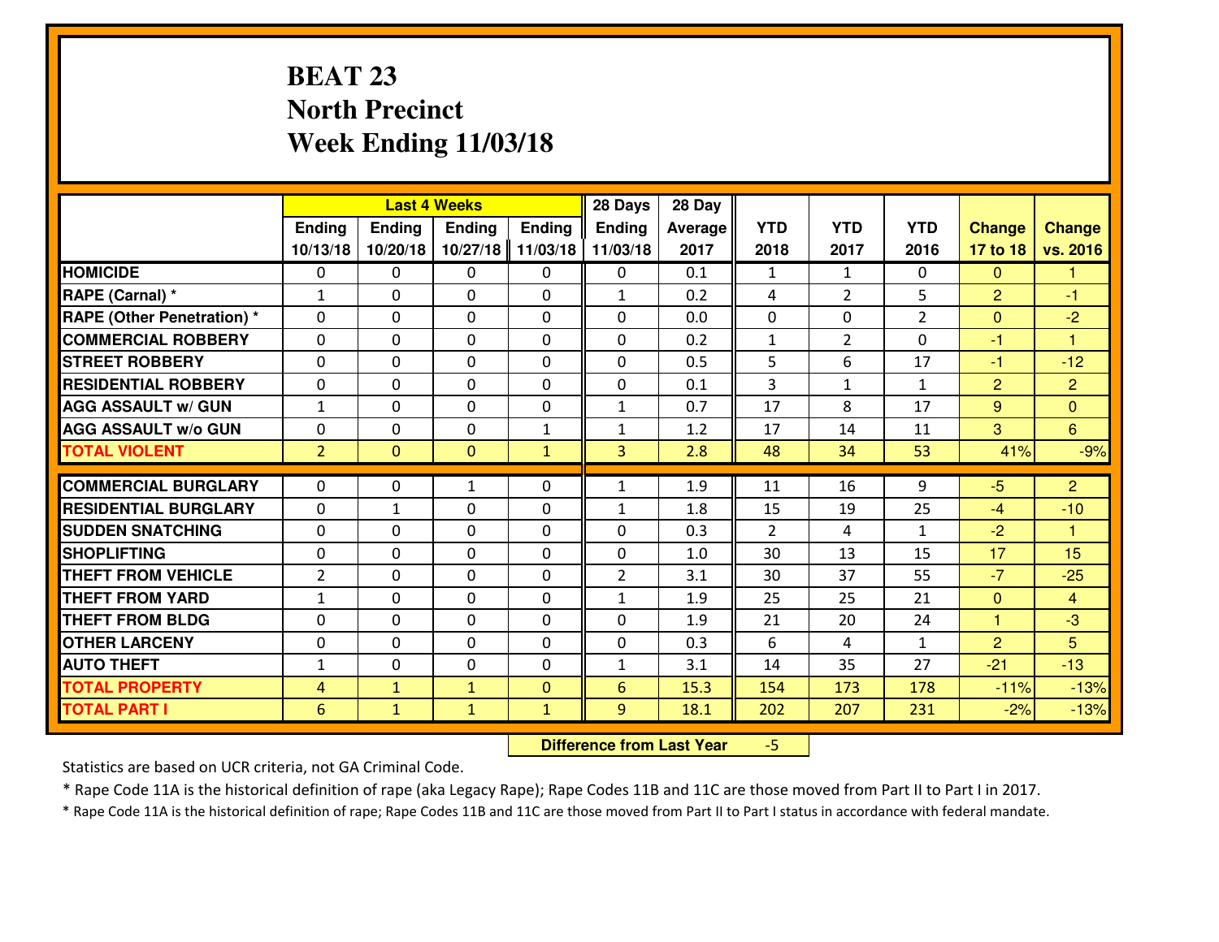# BEAT 23
## North Precinct
## Week Ending 11/03/18

| | Last 4 Weeks | | | | 28 Days | 28 Day | | | | | |
|---|---|---|---|---|---|---|---|---|---|---|---|
| | Ending 10/13/18 | Ending 10/20/18 | Ending 10/27/18 | Ending 11/03/18 | Ending 11/03/18 | Average 2017 | YTD 2018 | YTD 2017 | YTD 2016 | Change 17 to 18 | Change vs. 2016 |
| HOMICIDE | 0 | 0 | 0 | 0 | 0 | 0.1 | 1 | 1 | 0 | 0 | 1 |
| RAPE (Carnal) * | 1 | 0 | 0 | 0 | 1 | 0.2 | 4 | 2 | 5 | 2 | -1 |
| RAPE (Other Penetration) * | 0 | 0 | 0 | 0 | 0 | 0.0 | 0 | 0 | 2 | 0 | -2 |
| COMMERCIAL ROBBERY | 0 | 0 | 0 | 0 | 0 | 0.2 | 1 | 2 | 0 | -1 | 1 |
| STREET ROBBERY | 0 | 0 | 0 | 0 | 0 | 0.5 | 5 | 6 | 17 | -1 | -12 |
| RESIDENTIAL ROBBERY | 0 | 0 | 0 | 0 | 0 | 0.1 | 3 | 1 | 1 | 2 | 2 |
| AGG ASSAULT w/ GUN | 1 | 0 | 0 | 0 | 1 | 0.7 | 17 | 8 | 17 | 9 | 0 |
| AGG ASSAULT w/o GUN | 0 | 0 | 0 | 1 | 1 | 1.2 | 17 | 14 | 11 | 3 | 6 |
| TOTAL VIOLENT | 2 | 0 | 0 | 1 | 3 | 2.8 | 48 | 34 | 53 | 41% | -9% |
| COMMERCIAL BURGLARY | 0 | 0 | 1 | 0 | 1 | 1.9 | 11 | 16 | 9 | -5 | 2 |
| RESIDENTIAL BURGLARY | 0 | 1 | 0 | 0 | 1 | 1.8 | 15 | 19 | 25 | -4 | -10 |
| SUDDEN SNATCHING | 0 | 0 | 0 | 0 | 0 | 0.3 | 2 | 4 | 1 | -2 | 1 |
| SHOPLIFTING | 0 | 0 | 0 | 0 | 0 | 1.0 | 30 | 13 | 15 | 17 | 15 |
| THEFT FROM VEHICLE | 2 | 0 | 0 | 0 | 2 | 3.1 | 30 | 37 | 55 | -7 | -25 |
| THEFT FROM YARD | 1 | 0 | 0 | 0 | 1 | 1.9 | 25 | 25 | 21 | 0 | 4 |
| THEFT FROM BLDG | 0 | 0 | 0 | 0 | 0 | 1.9 | 21 | 20 | 24 | 1 | -3 |
| OTHER LARCENY | 0 | 0 | 0 | 0 | 0 | 0.3 | 6 | 4 | 1 | 2 | 5 |
| AUTO THEFT | 1 | 0 | 0 | 0 | 1 | 3.1 | 14 | 35 | 27 | -21 | -13 |
| TOTAL PROPERTY | 4 | 1 | 1 | 0 | 6 | 15.3 | 154 | 173 | 178 | -11% | -13% |
| TOTAL PART I | 6 | 1 | 1 | 1 | 9 | 18.1 | 202 | 207 | 231 | -2% | -13% |

**Difference from Last Year** -5

Statistics are based on UCR criteria, not GA Criminal Code.

* Rape Code 11A is the historical definition of rape (aka Legacy Rape); Rape Codes 11B and 11C are those moved from Part II to Part I in 2017.

* Rape Code 11A is the historical definition of rape; Rape Codes 11B and 11C are those moved from Part II to Part I status in accordance with federal mandate.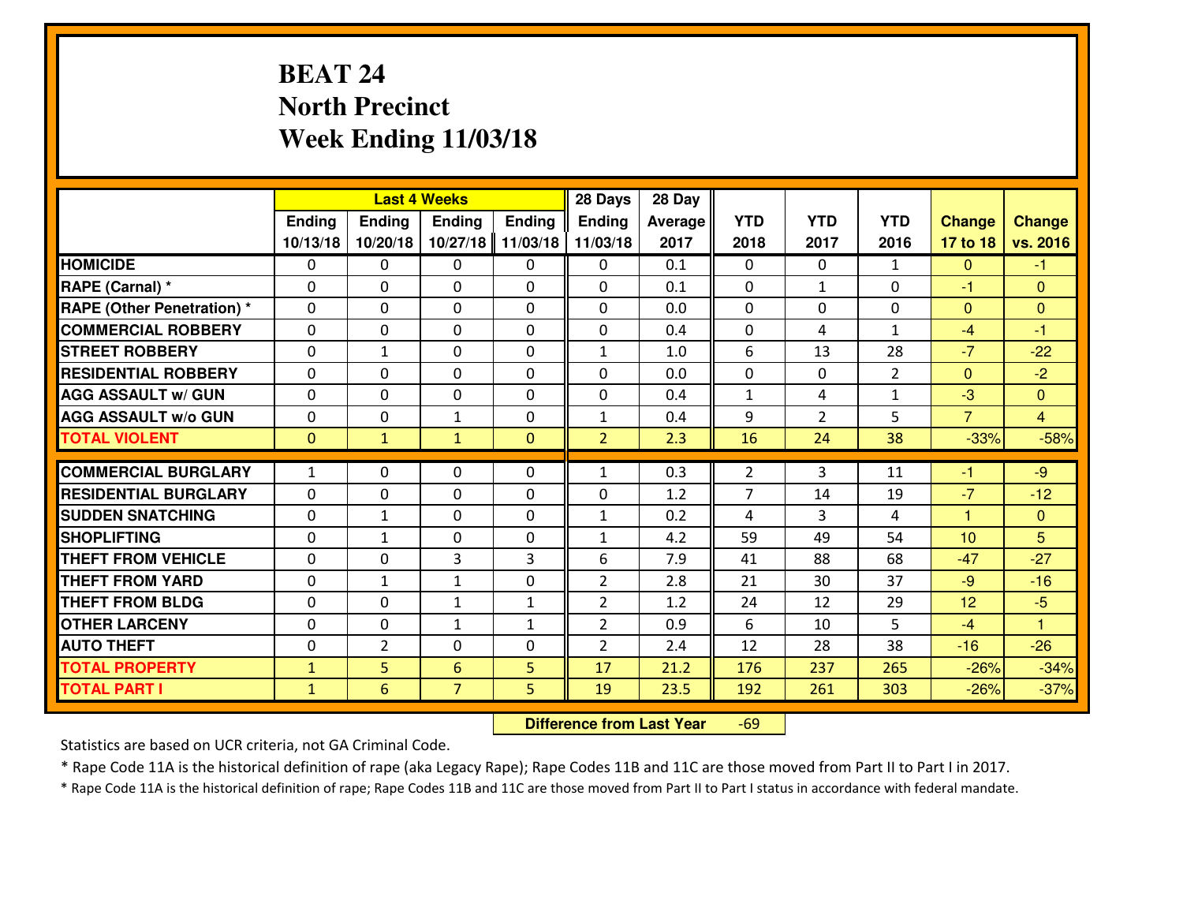# BEAT 24
## North Precinct
## Week Ending 11/03/18

| | Last 4 Weeks | | | | 28 Days | 28 Day | | | | | |
|---|---|---|---|---|---|---|---|---|---|---|---|
| | Ending 10/13/18 | Ending 10/20/18 | Ending 10/27/18 | Ending 11/03/18 | Ending 11/03/18 | Average 2017 | YTD 2018 | YTD 2017 | YTD 2016 | Change 17 to 18 | Change vs. 2016 |
| **HOMICIDE** | 0 | 0 | 0 | 0 | 0 | 0.1 | 0 | 0 | 1 | 0 | -1 |
| **RAPE (Carnal) *** | 0 | 0 | 0 | 0 | 0 | 0.1 | 0 | 1 | 0 | -1 | 0 |
| **RAPE (Other Penetration) *** | 0 | 0 | 0 | 0 | 0 | 0.0 | 0 | 0 | 0 | 0 | 0 |
| **COMMERCIAL ROBBERY** | 0 | 0 | 0 | 0 | 0 | 0.4 | 0 | 4 | 1 | -4 | -1 |
| **STREET ROBBERY** | 0 | 1 | 0 | 0 | 1 | 1.0 | 6 | 13 | 28 | -7 | -22 |
| **RESIDENTIAL ROBBERY** | 0 | 0 | 0 | 0 | 0 | 0.0 | 0 | 0 | 2 | 0 | -2 |
| **AGG ASSAULT w/ GUN** | 0 | 0 | 0 | 0 | 0 | 0.4 | 1 | 4 | 1 | -3 | 0 |
| **AGG ASSAULT w/o GUN** | 0 | 0 | 1 | 0 | 1 | 0.4 | 9 | 2 | 5 | 7 | 4 |
| **TOTAL VIOLENT** | 0 | 1 | 1 | 0 | 2 | 2.3 | 16 | 24 | 38 | -33% | -58% |
| **COMMERCIAL BURGLARY** | 1 | 0 | 0 | 0 | 1 | 0.3 | 2 | 3 | 11 | -1 | -9 |
| **RESIDENTIAL BURGLARY** | 0 | 0 | 0 | 0 | 0 | 1.2 | 7 | 14 | 19 | -7 | -12 |
| **SUDDEN SNATCHING** | 0 | 1 | 0 | 0 | 1 | 0.2 | 4 | 3 | 4 | 1 | 0 |
| **SHOPLIFTING** | 0 | 1 | 0 | 0 | 1 | 4.2 | 59 | 49 | 54 | 10 | 5 |
| **THEFT FROM VEHICLE** | 0 | 0 | 3 | 3 | 6 | 7.9 | 41 | 88 | 68 | -47 | -27 |
| **THEFT FROM YARD** | 0 | 1 | 1 | 0 | 2 | 2.8 | 21 | 30 | 37 | -9 | -16 |
| **THEFT FROM BLDG** | 0 | 0 | 1 | 1 | 2 | 1.2 | 24 | 12 | 29 | 12 | -5 |
| **OTHER LARCENY** | 0 | 0 | 1 | 1 | 2 | 0.9 | 6 | 10 | 5 | -4 | 1 |
| **AUTO THEFT** | 0 | 2 | 0 | 0 | 2 | 2.4 | 12 | 28 | 38 | -16 | -26 |
| **TOTAL PROPERTY** | 1 | 5 | 6 | 5 | 17 | 21.2 | 176 | 237 | 265 | -26% | -34% |
| **TOTAL PART I** | 1 | 6 | 7 | 5 | 19 | 23.5 | 192 | 261 | 303 | -26% | -37% |

**Difference from Last Year** -69

Statistics are based on UCR criteria, not GA Criminal Code.

* Rape Code 11A is the historical definition of rape (aka Legacy Rape); Rape Codes 11B and 11C are those moved from Part II to Part I in 2017.

* Rape Code 11A is the historical definition of rape; Rape Codes 11B and 11C are those moved from Part II to Part I status in accordance with federal mandate.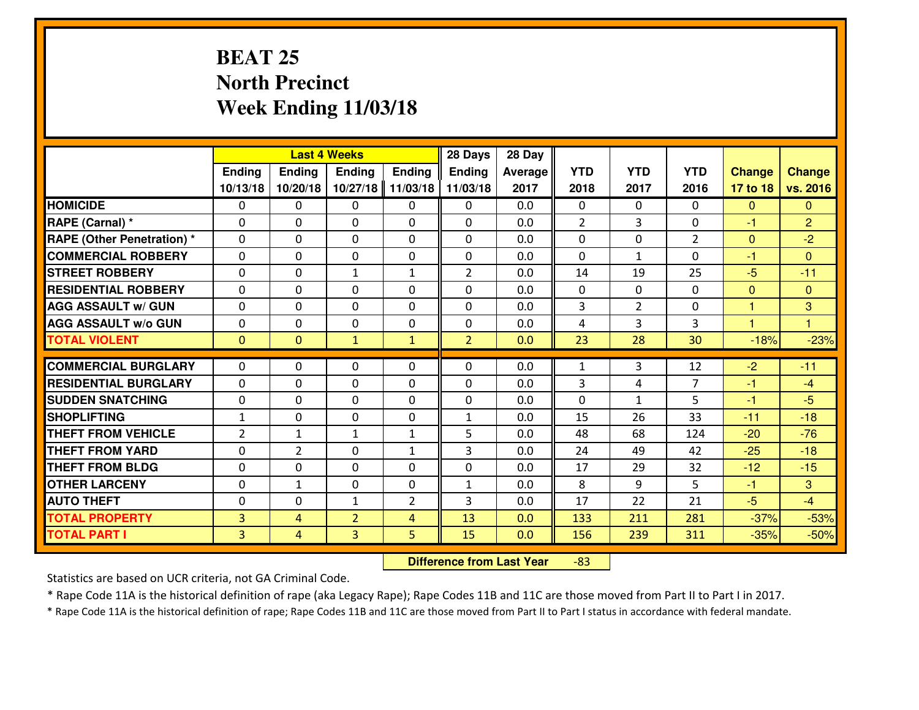# BEAT 25
## North Precinct
## Week Ending 11/03/18

| | Last 4 Weeks | | | | 28 Days | 28 Day | | | | | |
|---|---|---|---|---|---|---|---|---|---|---|---|
| | Ending 10/13/18 | Ending 10/20/18 | Ending 10/27/18 | Ending 11/03/18 | Ending 11/03/18 | Average 2017 | YTD 2018 | YTD 2017 | YTD 2016 | Change 17 to 18 | Change vs. 2016 |
| HOMICIDE | 0 | 0 | 0 | 0 | 0 | 0.0 | 0 | 0 | 0 | 0 | 0 |
| RAPE (Carnal) * | 0 | 0 | 0 | 0 | 0 | 0.0 | 2 | 3 | 0 | -1 | 2 |
| RAPE (Other Penetration) * | 0 | 0 | 0 | 0 | 0 | 0.0 | 0 | 0 | 2 | 0 | -2 |
| COMMERCIAL ROBBERY | 0 | 0 | 0 | 0 | 0 | 0.0 | 0 | 1 | 0 | -1 | 0 |
| STREET ROBBERY | 0 | 0 | 1 | 1 | 2 | 0.0 | 14 | 19 | 25 | -5 | -11 |
| RESIDENTIAL ROBBERY | 0 | 0 | 0 | 0 | 0 | 0.0 | 0 | 0 | 0 | 0 | 0 |
| AGG ASSAULT w/ GUN | 0 | 0 | 0 | 0 | 0 | 0.0 | 3 | 2 | 0 | 1 | 3 |
| AGG ASSAULT w/o GUN | 0 | 0 | 0 | 0 | 0 | 0.0 | 4 | 3 | 3 | 1 | 1 |
| TOTAL VIOLENT | 0 | 0 | 1 | 1 | 2 | 0.0 | 23 | 28 | 30 | -18% | -23% |
| COMMERCIAL BURGLARY | 0 | 0 | 0 | 0 | 0 | 0.0 | 1 | 3 | 12 | -2 | -11 |
| RESIDENTIAL BURGLARY | 0 | 0 | 0 | 0 | 0 | 0.0 | 3 | 4 | 7 | -1 | -4 |
| SUDDEN SNATCHING | 0 | 0 | 0 | 0 | 0 | 0.0 | 0 | 1 | 5 | -1 | -5 |
| SHOPLIFTING | 1 | 0 | 0 | 0 | 1 | 0.0 | 15 | 26 | 33 | -11 | -18 |
| THEFT FROM VEHICLE | 2 | 1 | 1 | 1 | 5 | 0.0 | 48 | 68 | 124 | -20 | -76 |
| THEFT FROM YARD | 0 | 2 | 0 | 1 | 3 | 0.0 | 24 | 49 | 42 | -25 | -18 |
| THEFT FROM BLDG | 0 | 0 | 0 | 0 | 0 | 0.0 | 17 | 29 | 32 | -12 | -15 |
| OTHER LARCENY | 0 | 1 | 0 | 0 | 1 | 0.0 | 8 | 9 | 5 | -1 | 3 |
| AUTO THEFT | 0 | 0 | 1 | 2 | 3 | 0.0 | 17 | 22 | 21 | -5 | -4 |
| TOTAL PROPERTY | 3 | 4 | 2 | 4 | 13 | 0.0 | 133 | 211 | 281 | -37% | -53% |
| TOTAL PART I | 3 | 4 | 3 | 5 | 15 | 0.0 | 156 | 239 | 311 | -35% | -50% |

**Difference from Last Year** -83

Statistics are based on UCR criteria, not GA Criminal Code.

* Rape Code 11A is the historical definition of rape (aka Legacy Rape); Rape Codes 11B and 11C are those moved from Part II to Part I in 2017.

* Rape Code 11A is the historical definition of rape; Rape Codes 11B and 11C are those moved from Part II to Part I status in accordance with federal mandate.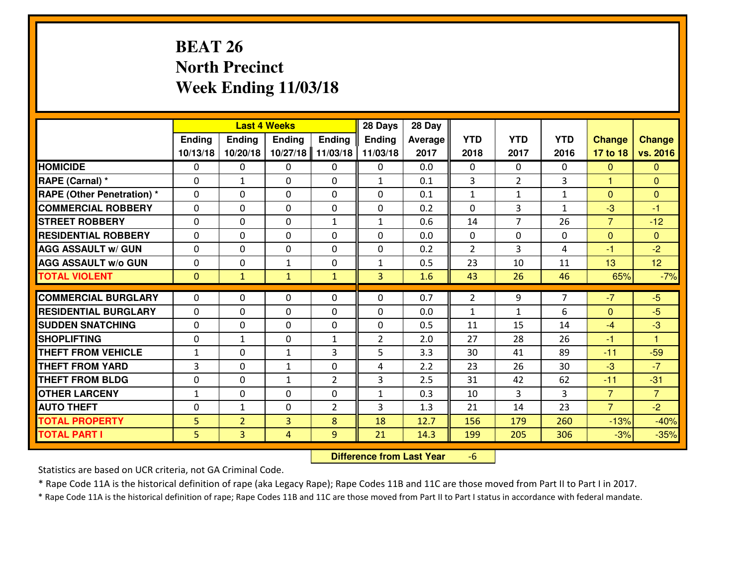# BEAT 26
## North Precinct
## Week Ending 11/03/18

| | Last 4 Weeks | | | | 28 Days | 28 Day | | | | | |
|---|---|---|---|---|---|---|---|---|---|---|---|
| | Ending 10/13/18 | Ending 10/20/18 | Ending 10/27/18 | Ending 11/03/18 | Ending 11/03/18 | Average 2017 | YTD 2018 | YTD 2017 | YTD 2016 | Change 17 to 18 | Change vs. 2016 |
| **HOMICIDE** | 0 | 0 | 0 | 0 | 0 | 0.0 | 0 | 0 | 0 | 0 | 0 |
| **RAPE (Carnal) *** | 0 | 1 | 0 | 0 | 1 | 0.1 | 3 | 2 | 3 | 1 | 0 |
| **RAPE (Other Penetration) *** | 0 | 0 | 0 | 0 | 0 | 0.1 | 1 | 1 | 1 | 0 | 0 |
| **COMMERCIAL ROBBERY** | 0 | 0 | 0 | 0 | 0 | 0.2 | 0 | 3 | 1 | -3 | -1 |
| **STREET ROBBERY** | 0 | 0 | 0 | 1 | 1 | 0.6 | 14 | 7 | 26 | 7 | -12 |
| **RESIDENTIAL ROBBERY** | 0 | 0 | 0 | 0 | 0 | 0.0 | 0 | 0 | 0 | 0 | 0 |
| **AGG ASSAULT w/ GUN** | 0 | 0 | 0 | 0 | 0 | 0.2 | 2 | 3 | 4 | -1 | -2 |
| **AGG ASSAULT w/o GUN** | 0 | 0 | 1 | 0 | 1 | 0.5 | 23 | 10 | 11 | 13 | 12 |
| **TOTAL VIOLENT** | 0 | 1 | 1 | 1 | 3 | 1.6 | 43 | 26 | 46 | 65% | -7% |
| **COMMERCIAL BURGLARY** | 0 | 0 | 0 | 0 | 0 | 0.7 | 2 | 9 | 7 | -7 | -5 |
| **RESIDENTIAL BURGLARY** | 0 | 0 | 0 | 0 | 0 | 0.0 | 1 | 1 | 6 | 0 | -5 |
| **SUDDEN SNATCHING** | 0 | 0 | 0 | 0 | 0 | 0.5 | 11 | 15 | 14 | -4 | -3 |
| **SHOPLIFTING** | 0 | 1 | 0 | 1 | 2 | 2.0 | 27 | 28 | 26 | -1 | 1 |
| **THEFT FROM VEHICLE** | 1 | 0 | 1 | 3 | 5 | 3.3 | 30 | 41 | 89 | -11 | -59 |
| **THEFT FROM YARD** | 3 | 0 | 1 | 0 | 4 | 2.2 | 23 | 26 | 30 | -3 | -7 |
| **THEFT FROM BLDG** | 0 | 0 | 1 | 2 | 3 | 2.5 | 31 | 42 | 62 | -11 | -31 |
| **OTHER LARCENY** | 1 | 0 | 0 | 0 | 1 | 0.3 | 10 | 3 | 3 | 7 | 7 |
| **AUTO THEFT** | 0 | 1 | 0 | 2 | 3 | 1.3 | 21 | 14 | 23 | 7 | -2 |
| **TOTAL PROPERTY** | 5 | 2 | 3 | 8 | 18 | 12.7 | 156 | 179 | 260 | -13% | -40% |
| **TOTAL PART I** | 5 | 3 | 4 | 9 | 21 | 14.3 | 199 | 205 | 306 | -3% | -35% |

**Difference from Last Year** -6

Statistics are based on UCR criteria, not GA Criminal Code.

* Rape Code 11A is the historical definition of rape (aka Legacy Rape); Rape Codes 11B and 11C are those moved from Part II to Part I in 2017.

* Rape Code 11A is the historical definition of rape; Rape Codes 11B and 11C are those moved from Part II to Part I status in accordance with federal mandate.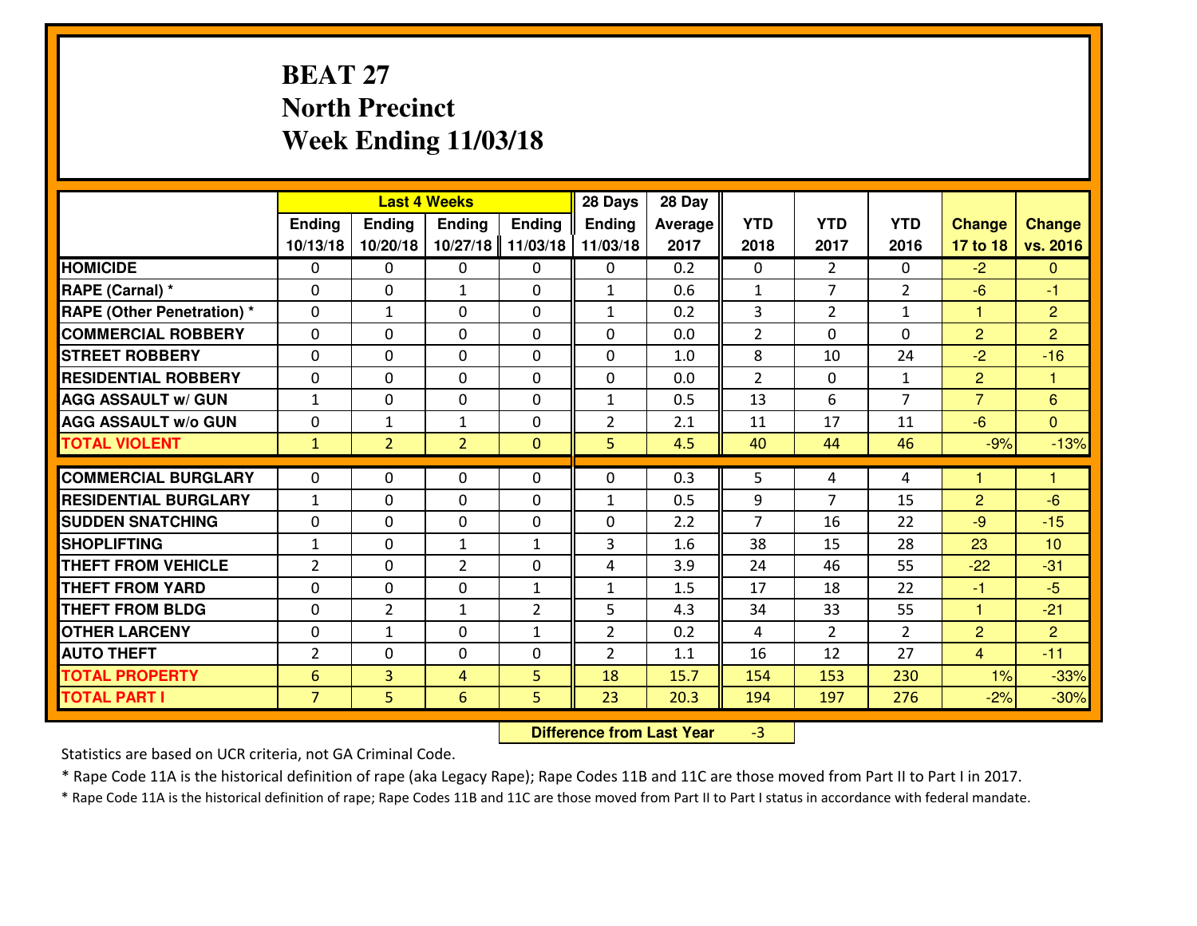# BEAT 27
# North Precinct
# Week Ending 11/03/18

| | Last 4 Weeks | | | | 28 Days | 28 Day | | | | | |
|---|---|---|---|---|---|---|---|---|---|---|---|
| | Ending 10/13/18 | Ending 10/20/18 | Ending 10/27/18 | Ending 11/03/18 | Ending 11/03/18 | Average 2017 | YTD 2018 | YTD 2017 | YTD 2016 | Change 17 to 18 | Change vs. 2016 |
| HOMICIDE | 0 | 0 | 0 | 0 | 0 | 0.2 | 0 | 2 | 0 | -2 | 0 |
| RAPE (Carnal) * | 0 | 0 | 1 | 0 | 1 | 0.6 | 1 | 7 | 2 | -6 | -1 |
| RAPE (Other Penetration) * | 0 | 1 | 0 | 0 | 1 | 0.2 | 3 | 2 | 1 | 1 | 2 |
| COMMERCIAL ROBBERY | 0 | 0 | 0 | 0 | 0 | 0.0 | 2 | 0 | 0 | 2 | 2 |
| STREET ROBBERY | 0 | 0 | 0 | 0 | 0 | 1.0 | 8 | 10 | 24 | -2 | -16 |
| RESIDENTIAL ROBBERY | 0 | 0 | 0 | 0 | 0 | 0.0 | 2 | 0 | 1 | 2 | 1 |
| AGG ASSAULT w/ GUN | 1 | 0 | 0 | 0 | 1 | 0.5 | 13 | 6 | 7 | 7 | 6 |
| AGG ASSAULT w/o GUN | 0 | 1 | 1 | 0 | 2 | 2.1 | 11 | 17 | 11 | -6 | 0 |
| TOTAL VIOLENT | 1 | 2 | 2 | 0 | 5 | 4.5 | 40 | 44 | 46 | -9% | -13% |
| COMMERCIAL BURGLARY | 0 | 0 | 0 | 0 | 0 | 0.3 | 5 | 4 | 4 | 1 | 1 |
| RESIDENTIAL BURGLARY | 1 | 0 | 0 | 0 | 1 | 0.5 | 9 | 7 | 15 | 2 | -6 |
| SUDDEN SNATCHING | 0 | 0 | 0 | 0 | 0 | 2.2 | 7 | 16 | 22 | -9 | -15 |
| SHOPLIFTING | 1 | 0 | 1 | 1 | 3 | 1.6 | 38 | 15 | 28 | 23 | 10 |
| THEFT FROM VEHICLE | 2 | 0 | 2 | 0 | 4 | 3.9 | 24 | 46 | 55 | -22 | -31 |
| THEFT FROM YARD | 0 | 0 | 0 | 1 | 1 | 1.5 | 17 | 18 | 22 | -1 | -5 |
| THEFT FROM BLDG | 0 | 2 | 1 | 2 | 5 | 4.3 | 34 | 33 | 55 | 1 | -21 |
| OTHER LARCENY | 0 | 1 | 0 | 1 | 2 | 0.2 | 4 | 2 | 2 | 2 | 2 |
| AUTO THEFT | 2 | 0 | 0 | 0 | 2 | 1.1 | 16 | 12 | 27 | 4 | -11 |
| TOTAL PROPERTY | 6 | 3 | 4 | 5 | 18 | 15.7 | 154 | 153 | 230 | 1% | -33% |
| TOTAL PART I | 7 | 5 | 6 | 5 | 23 | 20.3 | 194 | 197 | 276 | -2% | -30% |

**Difference from Last Year** -3

Statistics are based on UCR criteria, not GA Criminal Code.

* Rape Code 11A is the historical definition of rape (aka Legacy Rape); Rape Codes 11B and 11C are those moved from Part II to Part I in 2017.

* Rape Code 11A is the historical definition of rape; Rape Codes 11B and 11C are those moved from Part II to Part I status in accordance with federal mandate.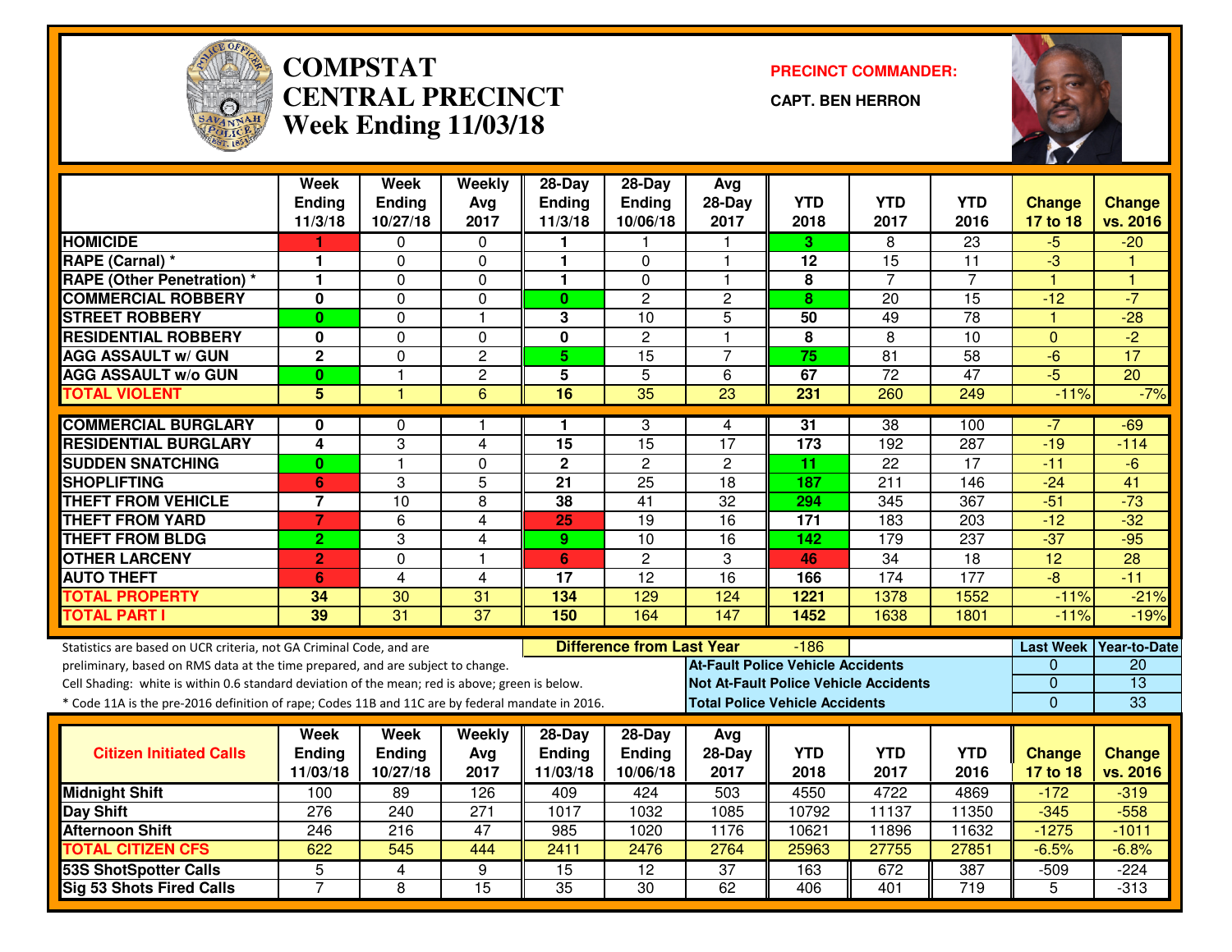# COMPSTAT
# CENTRAL PRECINCT
## Week Ending 11/03/18

**PRECINCT COMMANDER:**

**CAPT. BEN HERRON**

| | Week Ending 11/3/18 | Week Ending 10/27/18 | Weekly Avg 2017 | 28-Day Ending 11/3/18 | 28-Day Ending 10/06/18 | Avg 28-Day 2017 | YTD 2018 | YTD 2017 | YTD 2016 | Change 17 to 18 | Change vs. 2016 |
|---|---|---|---|---|---|---|---|---|---|---|---|
| HOMICIDE | 1 | 0 | 0 | 1 | 1 | 1 | 3 | 8 | 23 | -5 | -20 |
| RAPE (Carnal) * | 1 | 0 | 0 | 1 | 0 | 1 | 12 | 15 | 11 | -3 | 1 |
| RAPE (Other Penetration) * | 1 | 0 | 0 | 1 | 0 | 1 | 8 | 7 | 7 | 1 | 1 |
| COMMERCIAL ROBBERY | 0 | 0 | 0 | 0 | 2 | 2 | 8 | 20 | 15 | -12 | -7 |
| STREET ROBBERY | 0 | 0 | 1 | 3 | 10 | 5 | 50 | 49 | 78 | 1 | -28 |
| RESIDENTIAL ROBBERY | 0 | 0 | 0 | 0 | 2 | 1 | 8 | 8 | 10 | 0 | -2 |
| AGG ASSAULT w/ GUN | 2 | 0 | 2 | 5 | 15 | 7 | 75 | 81 | 58 | -6 | 17 |
| AGG ASSAULT w/o GUN | 0 | 1 | 2 | 5 | 5 | 6 | 67 | 72 | 47 | -5 | 20 |
| TOTAL VIOLENT | 5 | 1 | 6 | 16 | 35 | 23 | 231 | 260 | 249 | -11% | -7% |
| COMMERCIAL BURGLARY | 0 | 0 | 1 | 1 | 3 | 4 | 31 | 38 | 100 | -7 | -69 |
| RESIDENTIAL BURGLARY | 4 | 3 | 4 | 15 | 15 | 17 | 173 | 192 | 287 | -19 | -114 |
| SUDDEN SNATCHING | 0 | 1 | 0 | 2 | 2 | 2 | 11 | 22 | 17 | -11 | -6 |
| SHOPLIFTING | 6 | 3 | 5 | 21 | 25 | 18 | 187 | 211 | 146 | -24 | 41 |
| THEFT FROM VEHICLE | 7 | 10 | 8 | 38 | 41 | 32 | 294 | 345 | 367 | -51 | -73 |
| THEFT FROM YARD | 7 | 6 | 4 | 25 | 19 | 16 | 171 | 183 | 203 | -12 | -32 |
| THEFT FROM BLDG | 2 | 3 | 4 | 9 | 10 | 16 | 142 | 179 | 237 | -37 | -95 |
| OTHER LARCENY | 2 | 0 | 1 | 6 | 2 | 3 | 46 | 34 | 18 | 12 | 28 |
| AUTO THEFT | 6 | 4 | 4 | 17 | 12 | 16 | 166 | 174 | 177 | -8 | -11 |
| TOTAL PROPERTY | 34 | 30 | 31 | 134 | 129 | 124 | 1221 | 1378 | 1552 | -11% | -21% |
| TOTAL PART I | 39 | 31 | 37 | 150 | 164 | 147 | 1452 | 1638 | 1801 | -11% | -19% |

Statistics are based on UCR criteria, not GA Criminal Code, and are preliminary, based on RMS data at the time prepared, and are subject to change.

Cell Shading: white is within 0.6 standard deviation of the mean; red is above; green is below.

* Code 11A is the pre-2016 definition of rape; Codes 11B and 11C are by federal mandate in 2016.

**Difference from Last Year:** -186

| | Last Week | Year-to-Date |
|---|---|---|
| At-Fault Police Vehicle Accidents | 0 | 20 |
| Not At-Fault Police Vehicle Accidents | 0 | 13 |
| Total Police Vehicle Accidents | 0 | 33 |

| Citizen Initiated Calls | Week Ending 11/03/18 | Week Ending 10/27/18 | Weekly Avg 2017 | 28-Day Ending 11/03/18 | 28-Day Ending 10/06/18 | Avg 28-Day 2017 | YTD 2018 | YTD 2017 | YTD 2016 | Change 17 to 18 | Change vs. 2016 |
|---|---|---|---|---|---|---|---|---|---|---|---|
| Midnight Shift | 100 | 89 | 126 | 409 | 424 | 503 | 4550 | 4722 | 4869 | -172 | -319 |
| Day Shift | 276 | 240 | 271 | 1017 | 1032 | 1085 | 10792 | 11137 | 11350 | -345 | -558 |
| Afternoon Shift | 246 | 216 | 47 | 985 | 1020 | 1176 | 10621 | 11896 | 11632 | -1275 | -1011 |
| TOTAL CITIZEN CFS | 622 | 545 | 444 | 2411 | 2476 | 2764 | 25963 | 27755 | 27851 | -6.5% | -6.8% |
| 53S ShotSpotter Calls | 5 | 4 | 9 | 15 | 12 | 37 | 163 | 672 | 387 | -509 | -224 |
| Sig 53 Shots Fired Calls | 7 | 8 | 15 | 35 | 30 | 62 | 406 | 401 | 719 | 5 | -313 |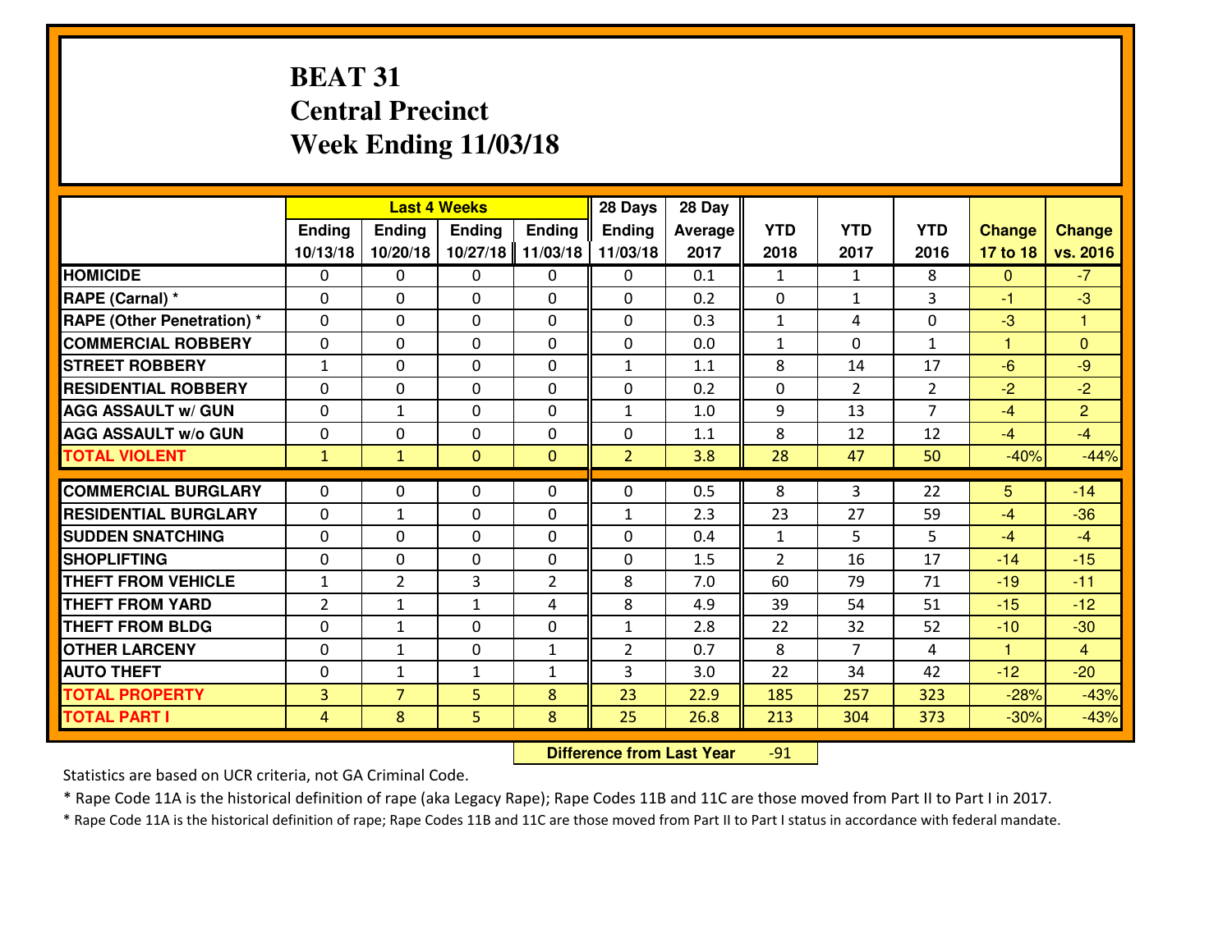# BEAT 31
## Central Precinct
## Week Ending 11/03/18

| | Last 4 Weeks | | | | 28 Days | 28 Day | | | | | |
|---|---|---|---|---|---|---|---|---|---|---|---|
| | Ending 10/13/18 | Ending 10/20/18 | Ending 10/27/18 | Ending 11/03/18 | Ending 11/03/18 | Average 2017 | YTD 2018 | YTD 2017 | YTD 2016 | Change 17 to 18 | Change vs. 2016 |
| **HOMICIDE** | 0 | 0 | 0 | 0 | 0 | 0.1 | 1 | 1 | 8 | 0 | -7 |
| **RAPE (Carnal) *** | 0 | 0 | 0 | 0 | 0 | 0.2 | 0 | 1 | 3 | -1 | -3 |
| **RAPE (Other Penetration) *** | 0 | 0 | 0 | 0 | 0 | 0.3 | 1 | 4 | 0 | -3 | 1 |
| **COMMERCIAL ROBBERY** | 0 | 0 | 0 | 0 | 0 | 0.0 | 1 | 0 | 1 | 1 | 0 |
| **STREET ROBBERY** | 1 | 0 | 0 | 0 | 1 | 1.1 | 8 | 14 | 17 | -6 | -9 |
| **RESIDENTIAL ROBBERY** | 0 | 0 | 0 | 0 | 0 | 0.2 | 0 | 2 | 2 | -2 | -2 |
| **AGG ASSAULT w/ GUN** | 0 | 1 | 0 | 0 | 1 | 1.0 | 9 | 13 | 7 | -4 | 2 |
| **AGG ASSAULT w/o GUN** | 0 | 0 | 0 | 0 | 0 | 1.1 | 8 | 12 | 12 | -4 | -4 |
| **TOTAL VIOLENT** | 1 | 1 | 0 | 0 | 2 | 3.8 | 28 | 47 | 50 | -40% | -44% |
| **COMMERCIAL BURGLARY** | 0 | 0 | 0 | 0 | 0 | 0.5 | 8 | 3 | 22 | 5 | -14 |
| **RESIDENTIAL BURGLARY** | 0 | 1 | 0 | 0 | 1 | 2.3 | 23 | 27 | 59 | -4 | -36 |
| **SUDDEN SNATCHING** | 0 | 0 | 0 | 0 | 0 | 0.4 | 1 | 5 | 5 | -4 | -4 |
| **SHOPLIFTING** | 0 | 0 | 0 | 0 | 0 | 1.5 | 2 | 16 | 17 | -14 | -15 |
| **THEFT FROM VEHICLE** | 1 | 2 | 3 | 2 | 8 | 7.0 | 60 | 79 | 71 | -19 | -11 |
| **THEFT FROM YARD** | 2 | 1 | 1 | 4 | 8 | 4.9 | 39 | 54 | 51 | -15 | -12 |
| **THEFT FROM BLDG** | 0 | 1 | 0 | 0 | 1 | 2.8 | 22 | 32 | 52 | -10 | -30 |
| **OTHER LARCENY** | 0 | 1 | 0 | 1 | 2 | 0.7 | 8 | 7 | 4 | 1 | 4 |
| **AUTO THEFT** | 0 | 1 | 1 | 1 | 3 | 3.0 | 22 | 34 | 42 | -12 | -20 |
| **TOTAL PROPERTY** | 3 | 7 | 5 | 8 | 23 | 22.9 | 185 | 257 | 323 | -28% | -43% |
| **TOTAL PART I** | 4 | 8 | 5 | 8 | 25 | 26.8 | 213 | 304 | 373 | -30% | -43% |

**Difference from Last Year** -91

Statistics are based on UCR criteria, not GA Criminal Code.

* Rape Code 11A is the historical definition of rape (aka Legacy Rape); Rape Codes 11B and 11C are those moved from Part II to Part I in 2017.

* Rape Code 11A is the historical definition of rape; Rape Codes 11B and 11C are those moved from Part II to Part I status in accordance with federal mandate.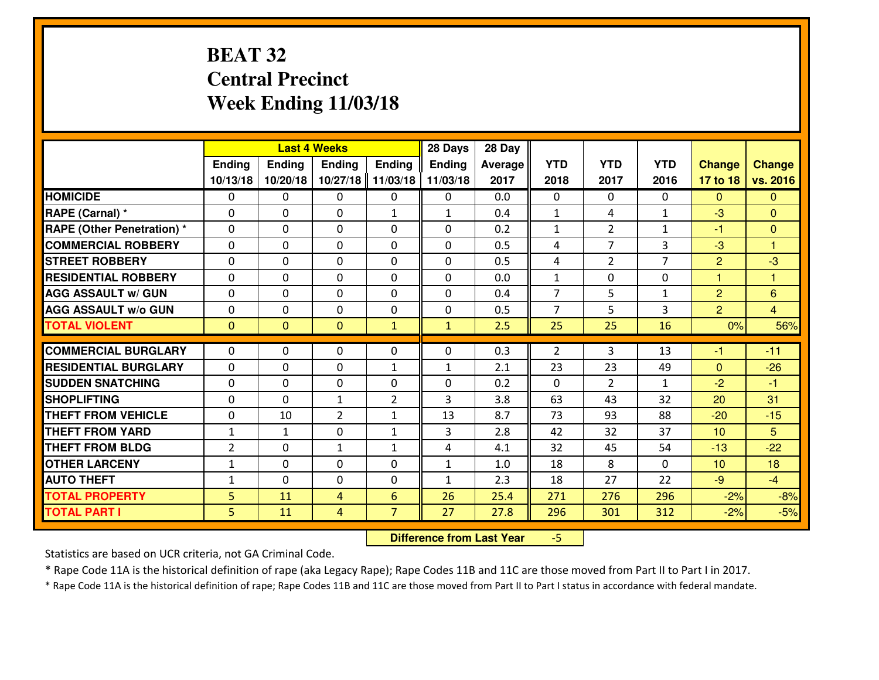# BEAT 32
# Central Precinct
# Week Ending 11/03/18

| | Last 4 Weeks | | | | 28 Days | 28 Day | | | | | |
|---|---|---|---|---|---|---|---|---|---|---|---|
| | Ending 10/13/18 | Ending 10/20/18 | Ending 10/27/18 | Ending 11/03/18 | Ending 11/03/18 | Average 2017 | YTD 2018 | YTD 2017 | YTD 2016 | Change 17 to 18 | Change vs. 2016 |
| HOMICIDE | 0 | 0 | 0 | 0 | 0 | 0.0 | 0 | 0 | 0 | 0 | 0 |
| RAPE (Carnal) * | 0 | 0 | 0 | 1 | 1 | 0.4 | 1 | 4 | 1 | -3 | 0 |
| RAPE (Other Penetration) * | 0 | 0 | 0 | 0 | 0 | 0.2 | 1 | 2 | 1 | -1 | 0 |
| COMMERCIAL ROBBERY | 0 | 0 | 0 | 0 | 0 | 0.5 | 4 | 7 | 3 | -3 | 1 |
| STREET ROBBERY | 0 | 0 | 0 | 0 | 0 | 0.5 | 4 | 2 | 7 | 2 | -3 |
| RESIDENTIAL ROBBERY | 0 | 0 | 0 | 0 | 0 | 0.0 | 1 | 0 | 0 | 1 | 1 |
| AGG ASSAULT w/ GUN | 0 | 0 | 0 | 0 | 0 | 0.4 | 7 | 5 | 1 | 2 | 6 |
| AGG ASSAULT w/o GUN | 0 | 0 | 0 | 0 | 0 | 0.5 | 7 | 5 | 3 | 2 | 4 |
| TOTAL VIOLENT | 0 | 0 | 0 | 1 | 1 | 2.5 | 25 | 25 | 16 | 0% | 56% |
| COMMERCIAL BURGLARY | 0 | 0 | 0 | 0 | 0 | 0.3 | 2 | 3 | 13 | -1 | -11 |
| RESIDENTIAL BURGLARY | 0 | 0 | 0 | 1 | 1 | 2.1 | 23 | 23 | 49 | 0 | -26 |
| SUDDEN SNATCHING | 0 | 0 | 0 | 0 | 0 | 0.2 | 0 | 2 | 1 | -2 | -1 |
| SHOPLIFTING | 0 | 0 | 1 | 2 | 3 | 3.8 | 63 | 43 | 32 | 20 | 31 |
| THEFT FROM VEHICLE | 0 | 10 | 2 | 1 | 13 | 8.7 | 73 | 93 | 88 | -20 | -15 |
| THEFT FROM YARD | 1 | 1 | 0 | 1 | 3 | 2.8 | 42 | 32 | 37 | 10 | 5 |
| THEFT FROM BLDG | 2 | 0 | 1 | 1 | 4 | 4.1 | 32 | 45 | 54 | -13 | -22 |
| OTHER LARCENY | 1 | 0 | 0 | 0 | 1 | 1.0 | 18 | 8 | 0 | 10 | 18 |
| AUTO THEFT | 1 | 0 | 0 | 0 | 1 | 2.3 | 18 | 27 | 22 | -9 | -4 |
| TOTAL PROPERTY | 5 | 11 | 4 | 6 | 26 | 25.4 | 271 | 276 | 296 | -2% | -8% |
| TOTAL PART I | 5 | 11 | 4 | 7 | 27 | 27.8 | 296 | 301 | 312 | -2% | -5% |

**Difference from Last Year** -5

Statistics are based on UCR criteria, not GA Criminal Code.

* Rape Code 11A is the historical definition of rape (aka Legacy Rape); Rape Codes 11B and 11C are those moved from Part II to Part I in 2017.

* Rape Code 11A is the historical definition of rape; Rape Codes 11B and 11C are those moved from Part II to Part I status in accordance with federal mandate.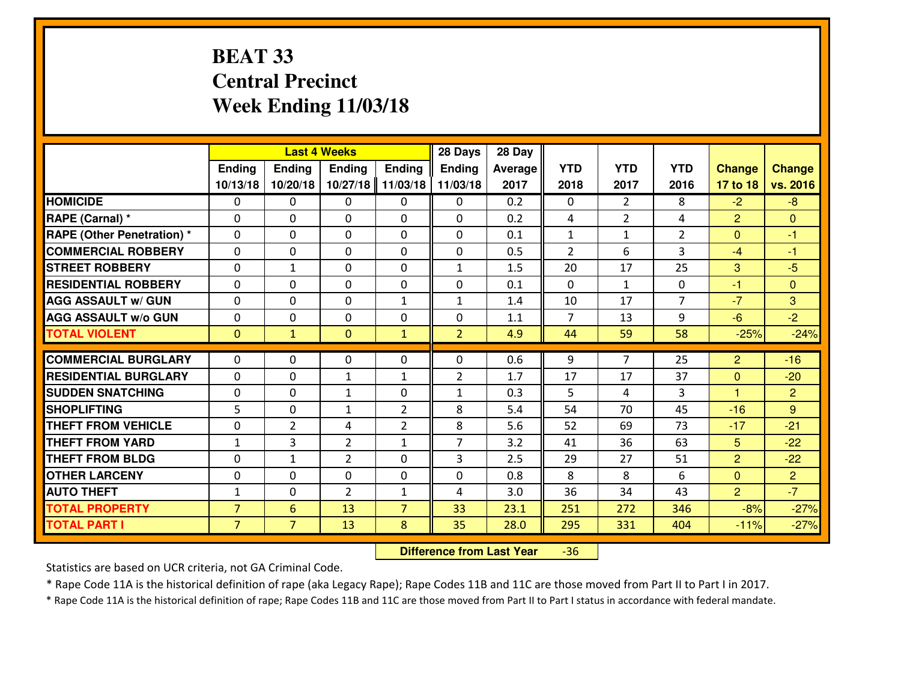# BEAT 33
## Central Precinct
## Week Ending 11/03/18

| | Last 4 Weeks | | | | 28 Days | 28 Day | | | | | |
|---|---|---|---|---|---|---|---|---|---|---|---|
| | Ending 10/13/18 | Ending 10/20/18 | Ending 10/27/18 | Ending 11/03/18 | Ending 11/03/18 | Average 2017 | YTD 2018 | YTD 2017 | YTD 2016 | Change 17 to 18 | Change vs. 2016 |
| **HOMICIDE** | 0 | 0 | 0 | 0 | 0 | 0.2 | 0 | 2 | 8 | -2 | -8 |
| **RAPE (Carnal) *** | 0 | 0 | 0 | 0 | 0 | 0.2 | 4 | 2 | 4 | 2 | 0 |
| **RAPE (Other Penetration) *** | 0 | 0 | 0 | 0 | 0 | 0.1 | 1 | 1 | 2 | 0 | -1 |
| **COMMERCIAL ROBBERY** | 0 | 0 | 0 | 0 | 0 | 0.5 | 2 | 6 | 3 | -4 | -1 |
| **STREET ROBBERY** | 0 | 1 | 0 | 0 | 1 | 1.5 | 20 | 17 | 25 | 3 | -5 |
| **RESIDENTIAL ROBBERY** | 0 | 0 | 0 | 0 | 0 | 0.1 | 0 | 1 | 0 | -1 | 0 |
| **AGG ASSAULT w/ GUN** | 0 | 0 | 0 | 1 | 1 | 1.4 | 10 | 17 | 7 | -7 | 3 |
| **AGG ASSAULT w/o GUN** | 0 | 0 | 0 | 0 | 0 | 1.1 | 7 | 13 | 9 | -6 | -2 |
| **TOTAL VIOLENT** | 0 | 1 | 0 | 1 | 2 | 4.9 | 44 | 59 | 58 | -25% | -24% |
| **COMMERCIAL BURGLARY** | 0 | 0 | 0 | 0 | 0 | 0.6 | 9 | 7 | 25 | 2 | -16 |
| **RESIDENTIAL BURGLARY** | 0 | 0 | 1 | 1 | 2 | 1.7 | 17 | 17 | 37 | 0 | -20 |
| **SUDDEN SNATCHING** | 0 | 0 | 1 | 0 | 1 | 0.3 | 5 | 4 | 3 | 1 | 2 |
| **SHOPLIFTING** | 5 | 0 | 1 | 2 | 8 | 5.4 | 54 | 70 | 45 | -16 | 9 |
| **THEFT FROM VEHICLE** | 0 | 2 | 4 | 2 | 8 | 5.6 | 52 | 69 | 73 | -17 | -21 |
| **THEFT FROM YARD** | 1 | 3 | 2 | 1 | 7 | 3.2 | 41 | 36 | 63 | 5 | -22 |
| **THEFT FROM BLDG** | 0 | 1 | 2 | 0 | 3 | 2.5 | 29 | 27 | 51 | 2 | -22 |
| **OTHER LARCENY** | 0 | 0 | 0 | 0 | 0 | 0.8 | 8 | 8 | 6 | 0 | 2 |
| **AUTO THEFT** | 1 | 0 | 2 | 1 | 4 | 3.0 | 36 | 34 | 43 | 2 | -7 |
| **TOTAL PROPERTY** | 7 | 6 | 13 | 7 | 33 | 23.1 | 251 | 272 | 346 | -8% | -27% |
| **TOTAL PART I** | 7 | 7 | 13 | 8 | 35 | 28.0 | 295 | 331 | 404 | -11% | -27% |

**Difference from Last Year** -36

Statistics are based on UCR criteria, not GA Criminal Code.

* Rape Code 11A is the historical definition of rape (aka Legacy Rape); Rape Codes 11B and 11C are those moved from Part II to Part I in 2017.

* Rape Code 11A is the historical definition of rape; Rape Codes 11B and 11C are those moved from Part II to Part I status in accordance with federal mandate.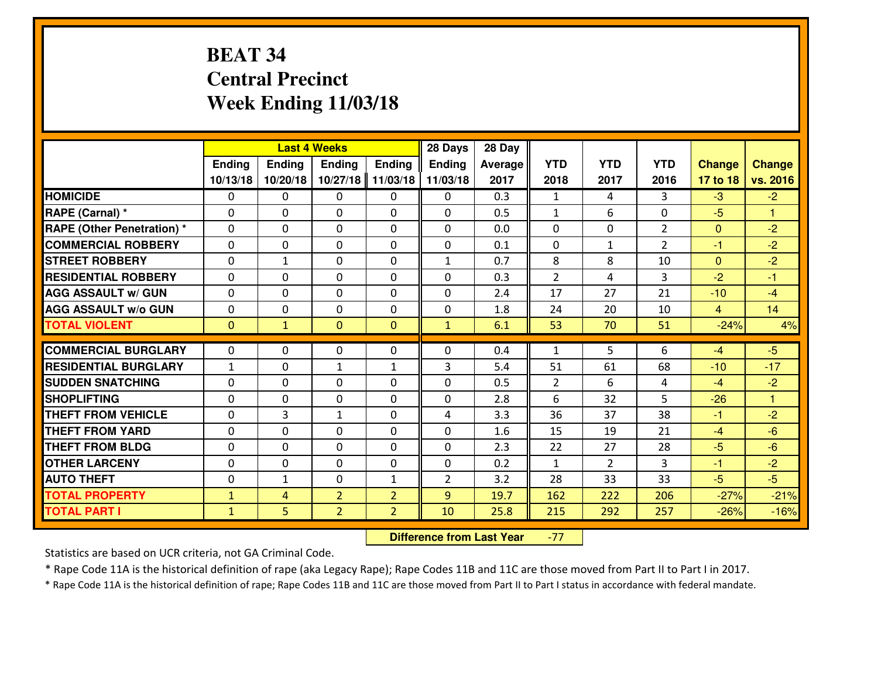# BEAT 34
# Central Precinct
# Week Ending 11/03/18

| | Last 4 Weeks | | | | 28 Days | 28 Day | | | | | |
|---|---|---|---|---|---|---|---|---|---|---|---|
| | Ending 10/13/18 | Ending 10/20/18 | Ending 10/27/18 | Ending 11/03/18 | Ending 11/03/18 | Average 2017 | YTD 2018 | YTD 2017 | YTD 2016 | Change 17 to 18 | Change vs. 2016 |
| HOMICIDE | 0 | 0 | 0 | 0 | 0 | 0.3 | 1 | 4 | 3 | -3 | -2 |
| RAPE (Carnal) * | 0 | 0 | 0 | 0 | 0 | 0.5 | 1 | 6 | 0 | -5 | 1 |
| RAPE (Other Penetration) * | 0 | 0 | 0 | 0 | 0 | 0.0 | 0 | 0 | 2 | 0 | -2 |
| COMMERCIAL ROBBERY | 0 | 0 | 0 | 0 | 0 | 0.1 | 0 | 1 | 2 | -1 | -2 |
| STREET ROBBERY | 0 | 1 | 0 | 0 | 1 | 0.7 | 8 | 8 | 10 | 0 | -2 |
| RESIDENTIAL ROBBERY | 0 | 0 | 0 | 0 | 0 | 0.3 | 2 | 4 | 3 | -2 | -1 |
| AGG ASSAULT w/ GUN | 0 | 0 | 0 | 0 | 0 | 2.4 | 17 | 27 | 21 | -10 | -4 |
| AGG ASSAULT w/o GUN | 0 | 0 | 0 | 0 | 0 | 1.8 | 24 | 20 | 10 | 4 | 14 |
| TOTAL VIOLENT | 0 | 1 | 0 | 0 | 1 | 6.1 | 53 | 70 | 51 | -24% | 4% |
| COMMERCIAL BURGLARY | 0 | 0 | 0 | 0 | 0 | 0.4 | 1 | 5 | 6 | -4 | -5 |
| RESIDENTIAL BURGLARY | 1 | 0 | 1 | 1 | 3 | 5.4 | 51 | 61 | 68 | -10 | -17 |
| SUDDEN SNATCHING | 0 | 0 | 0 | 0 | 0 | 0.5 | 2 | 6 | 4 | -4 | -2 |
| SHOPLIFTING | 0 | 0 | 0 | 0 | 0 | 2.8 | 6 | 32 | 5 | -26 | 1 |
| THEFT FROM VEHICLE | 0 | 3 | 1 | 0 | 4 | 3.3 | 36 | 37 | 38 | -1 | -2 |
| THEFT FROM YARD | 0 | 0 | 0 | 0 | 0 | 1.6 | 15 | 19 | 21 | -4 | -6 |
| THEFT FROM BLDG | 0 | 0 | 0 | 0 | 0 | 2.3 | 22 | 27 | 28 | -5 | -6 |
| OTHER LARCENY | 0 | 0 | 0 | 0 | 0 | 0.2 | 1 | 2 | 3 | -1 | -2 |
| AUTO THEFT | 0 | 1 | 0 | 1 | 2 | 3.2 | 28 | 33 | 33 | -5 | -5 |
| TOTAL PROPERTY | 1 | 4 | 2 | 2 | 9 | 19.7 | 162 | 222 | 206 | -27% | -21% |
| TOTAL PART I | 1 | 5 | 2 | 2 | 10 | 25.8 | 215 | 292 | 257 | -26% | -16% |

**Difference from Last Year** -77

Statistics are based on UCR criteria, not GA Criminal Code.

* Rape Code 11A is the historical definition of rape (aka Legacy Rape); Rape Codes 11B and 11C are those moved from Part II to Part I in 2017.

* Rape Code 11A is the historical definition of rape; Rape Codes 11B and 11C are those moved from Part II to Part I status in accordance with federal mandate.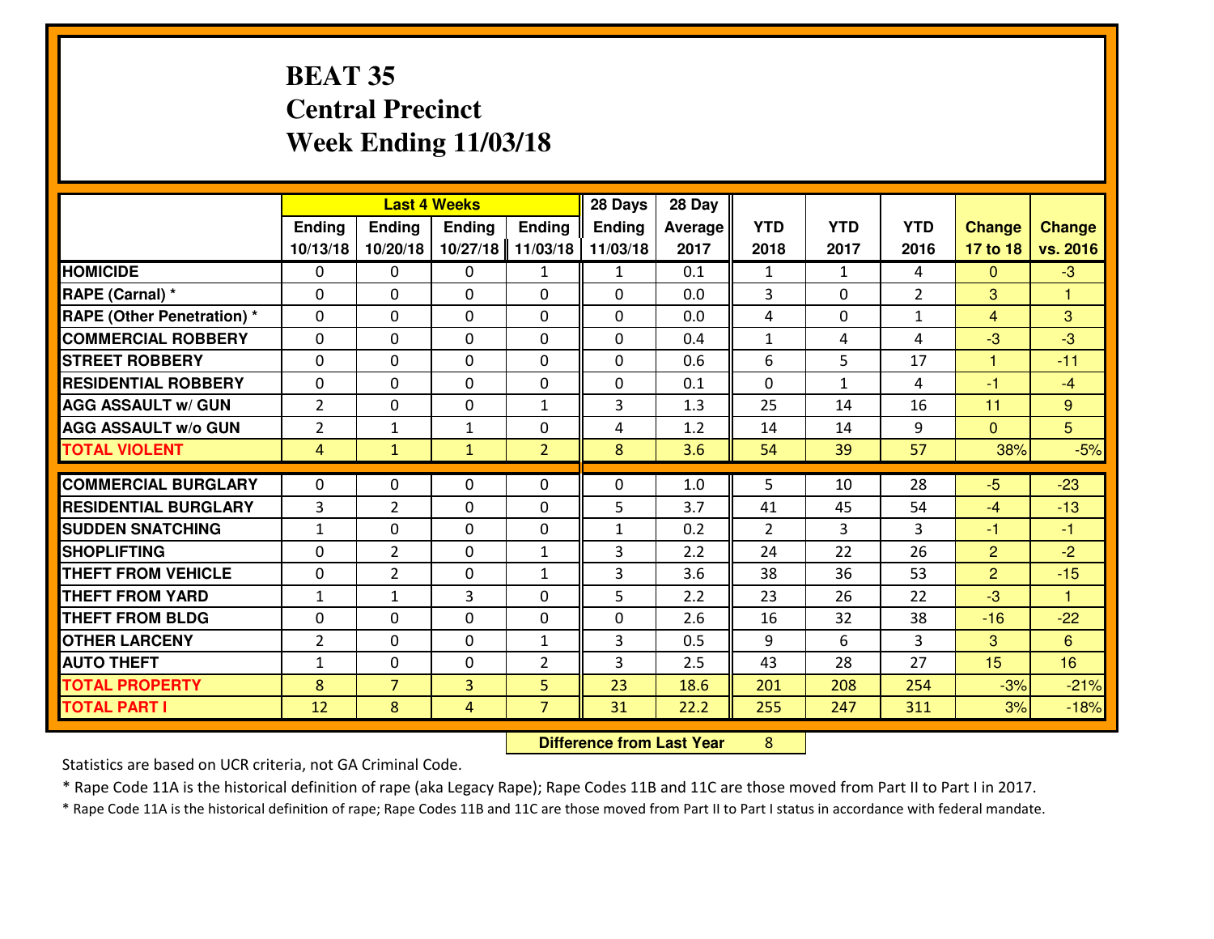# BEAT 35
## Central Precinct
## Week Ending 11/03/18

| | Last 4 Weeks | | | | 28 Days | 28 Day | | | | | |
|---|---|---|---|---|---|---|---|---|---|---|---|
| | Ending 10/13/18 | Ending 10/20/18 | Ending 10/27/18 | Ending 11/03/18 | Ending 11/03/18 | Average 2017 | YTD 2018 | YTD 2017 | YTD 2016 | Change 17 to 18 | Change vs. 2016 |
| **HOMICIDE** | 0 | 0 | 0 | 1 | 1 | 0.1 | 1 | 1 | 4 | 0 | -3 |
| **RAPE (Carnal) *** | 0 | 0 | 0 | 0 | 0 | 0.0 | 3 | 0 | 2 | 3 | 1 |
| **RAPE (Other Penetration) *** | 0 | 0 | 0 | 0 | 0 | 0.0 | 4 | 0 | 1 | 4 | 3 |
| **COMMERCIAL ROBBERY** | 0 | 0 | 0 | 0 | 0 | 0.4 | 1 | 4 | 4 | -3 | -3 |
| **STREET ROBBERY** | 0 | 0 | 0 | 0 | 0 | 0.6 | 6 | 5 | 17 | 1 | -11 |
| **RESIDENTIAL ROBBERY** | 0 | 0 | 0 | 0 | 0 | 0.1 | 0 | 1 | 4 | -1 | -4 |
| **AGG ASSAULT w/ GUN** | 2 | 0 | 0 | 1 | 3 | 1.3 | 25 | 14 | 16 | 11 | 9 |
| **AGG ASSAULT w/o GUN** | 2 | 1 | 1 | 0 | 4 | 1.2 | 14 | 14 | 9 | 0 | 5 |
| **TOTAL VIOLENT** | 4 | 1 | 1 | 2 | 8 | 3.6 | 54 | 39 | 57 | 38% | -5% |
| **COMMERCIAL BURGLARY** | 0 | 0 | 0 | 0 | 0 | 1.0 | 5 | 10 | 28 | -5 | -23 |
| **RESIDENTIAL BURGLARY** | 3 | 2 | 0 | 0 | 5 | 3.7 | 41 | 45 | 54 | -4 | -13 |
| **SUDDEN SNATCHING** | 1 | 0 | 0 | 0 | 1 | 0.2 | 2 | 3 | 3 | -1 | -1 |
| **SHOPLIFTING** | 0 | 2 | 0 | 1 | 3 | 2.2 | 24 | 22 | 26 | 2 | -2 |
| **THEFT FROM VEHICLE** | 0 | 2 | 0 | 1 | 3 | 3.6 | 38 | 36 | 53 | 2 | -15 |
| **THEFT FROM YARD** | 1 | 1 | 3 | 0 | 5 | 2.2 | 23 | 26 | 22 | -3 | 1 |
| **THEFT FROM BLDG** | 0 | 0 | 0 | 0 | 0 | 2.6 | 16 | 32 | 38 | -16 | -22 |
| **OTHER LARCENY** | 2 | 0 | 0 | 1 | 3 | 0.5 | 9 | 6 | 3 | 3 | 6 |
| **AUTO THEFT** | 1 | 0 | 0 | 2 | 3 | 2.5 | 43 | 28 | 27 | 15 | 16 |
| **TOTAL PROPERTY** | 8 | 7 | 3 | 5 | 23 | 18.6 | 201 | 208 | 254 | -3% | -21% |
| **TOTAL PART I** | 12 | 8 | 4 | 7 | 31 | 22.2 | 255 | 247 | 311 | 3% | -18% |

**Difference from Last Year** 8

Statistics are based on UCR criteria, not GA Criminal Code.

* Rape Code 11A is the historical definition of rape (aka Legacy Rape); Rape Codes 11B and 11C are those moved from Part II to Part I in 2017.

* Rape Code 11A is the historical definition of rape; Rape Codes 11B and 11C are those moved from Part II to Part I status in accordance with federal mandate.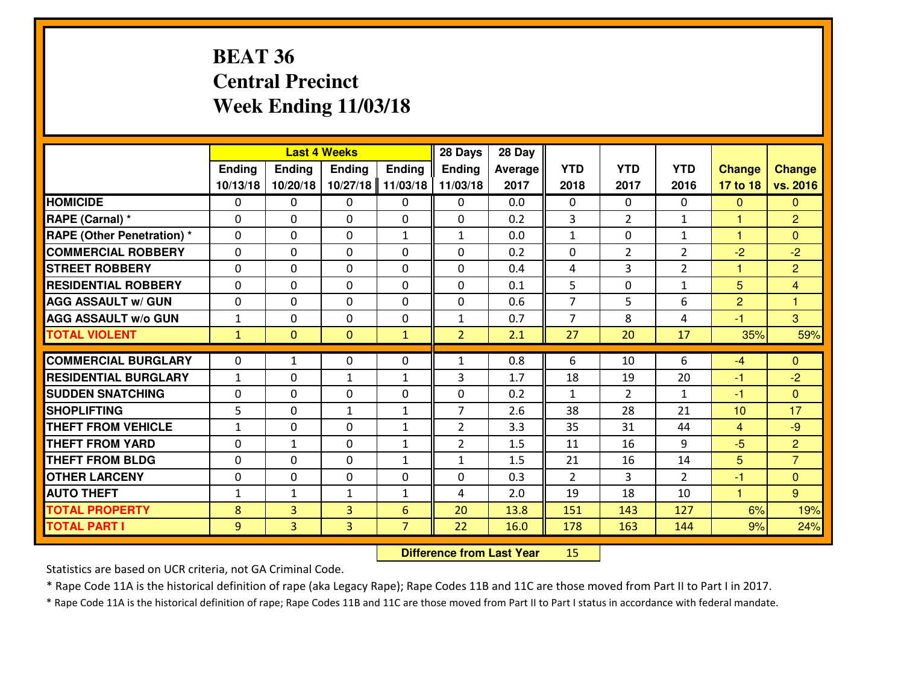# BEAT 36
# Central Precinct
# Week Ending 11/03/18

| | Last 4 Weeks | | | | 28 Days | 28 Day | | | | | |
|---|---|---|---|---|---|---|---|---|---|---|---|
| | Ending 10/13/18 | Ending 10/20/18 | Ending 10/27/18 | Ending 11/03/18 | Ending 11/03/18 | Average 2017 | YTD 2018 | YTD 2017 | YTD 2016 | Change 17 to 18 | Change vs. 2016 |
| **HOMICIDE** | 0 | 0 | 0 | 0 | 0 | 0.0 | 0 | 0 | 0 | 0 | 0 |
| **RAPE (Carnal) *** | 0 | 0 | 0 | 0 | 0 | 0.2 | 3 | 2 | 1 | 1 | 2 |
| **RAPE (Other Penetration) *** | 0 | 0 | 0 | 1 | 1 | 0.0 | 1 | 0 | 1 | 1 | 0 |
| **COMMERCIAL ROBBERY** | 0 | 0 | 0 | 0 | 0 | 0.2 | 0 | 2 | 2 | -2 | -2 |
| **STREET ROBBERY** | 0 | 0 | 0 | 0 | 0 | 0.4 | 4 | 3 | 2 | 1 | 2 |
| **RESIDENTIAL ROBBERY** | 0 | 0 | 0 | 0 | 0 | 0.1 | 5 | 0 | 1 | 5 | 4 |
| **AGG ASSAULT w/ GUN** | 0 | 0 | 0 | 0 | 0 | 0.6 | 7 | 5 | 6 | 2 | 1 |
| **AGG ASSAULT w/o GUN** | 1 | 0 | 0 | 0 | 1 | 0.7 | 7 | 8 | 4 | -1 | 3 |
| **TOTAL VIOLENT** | 1 | 0 | 0 | 1 | 2 | 2.1 | 27 | 20 | 17 | 35% | 59% |
| **COMMERCIAL BURGLARY** | 0 | 1 | 0 | 0 | 1 | 0.8 | 6 | 10 | 6 | -4 | 0 |
| **RESIDENTIAL BURGLARY** | 1 | 0 | 1 | 1 | 3 | 1.7 | 18 | 19 | 20 | -1 | -2 |
| **SUDDEN SNATCHING** | 0 | 0 | 0 | 0 | 0 | 0.2 | 1 | 2 | 1 | -1 | 0 |
| **SHOPLIFTING** | 5 | 0 | 1 | 1 | 7 | 2.6 | 38 | 28 | 21 | 10 | 17 |
| **THEFT FROM VEHICLE** | 1 | 0 | 0 | 1 | 2 | 3.3 | 35 | 31 | 44 | 4 | -9 |
| **THEFT FROM YARD** | 0 | 1 | 0 | 1 | 2 | 1.5 | 11 | 16 | 9 | -5 | 2 |
| **THEFT FROM BLDG** | 0 | 0 | 0 | 1 | 1 | 1.5 | 21 | 16 | 14 | 5 | 7 |
| **OTHER LARCENY** | 0 | 0 | 0 | 0 | 0 | 0.3 | 2 | 3 | 2 | -1 | 0 |
| **AUTO THEFT** | 1 | 1 | 1 | 1 | 4 | 2.0 | 19 | 18 | 10 | 1 | 9 |
| **TOTAL PROPERTY** | 8 | 3 | 3 | 6 | 20 | 13.8 | 151 | 143 | 127 | 6% | 19% |
| **TOTAL PART I** | 9 | 3 | 3 | 7 | 22 | 16.0 | 178 | 163 | 144 | 9% | 24% |

**Difference from Last Year** 15

Statistics are based on UCR criteria, not GA Criminal Code.

* Rape Code 11A is the historical definition of rape (aka Legacy Rape); Rape Codes 11B and 11C are those moved from Part II to Part I in 2017.

* Rape Code 11A is the historical definition of rape; Rape Codes 11B and 11C are those moved from Part II to Part I status in accordance with federal mandate.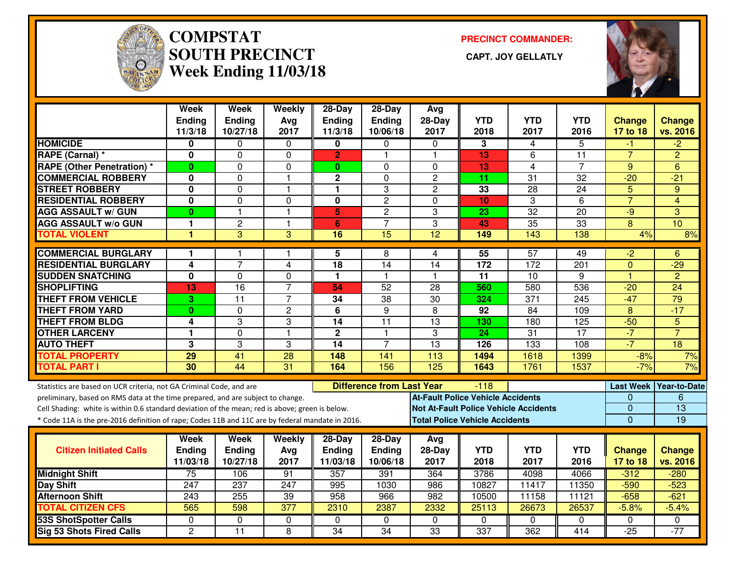# COMPSTAT SOUTH PRECINCT Week Ending 11/03/18

**PRECINCT COMMANDER:**

**CAPT. JOY GELLATLY**

| | Week Ending 11/3/18 | Week Ending 10/27/18 | Weekly Avg 2017 | 28-Day Ending 11/3/18 | 28-Day Ending 10/06/18 | Avg 28-Day 2017 | YTD 2018 | YTD 2017 | YTD 2016 | Change 17 to 18 | Change vs. 2016 |
|---|---|---|---|---|---|---|---|---|---|---|---|
| HOMICIDE | 0 | 0 | 0 | 0 | 0 | 0 | 3 | 4 | 5 | -1 | -2 |
| RAPE (Carnal) * | 0 | 0 | 0 | 2 | 1 | 1 | 13 | 6 | 11 | 7 | 2 |
| RAPE (Other Penetration) * | 0 | 0 | 0 | 0 | 0 | 0 | 13 | 4 | 7 | 9 | 6 |
| COMMERCIAL ROBBERY | 0 | 0 | 1 | 2 | 0 | 2 | 11 | 31 | 32 | -20 | -21 |
| STREET ROBBERY | 0 | 0 | 1 | 1 | 3 | 2 | 33 | 28 | 24 | 5 | 9 |
| RESIDENTIAL ROBBERY | 0 | 0 | 0 | 0 | 2 | 0 | 10 | 3 | 6 | 7 | 4 |
| AGG ASSAULT w/ GUN | 0 | 1 | 1 | 5 | 2 | 3 | 23 | 32 | 20 | -9 | 3 |
| AGG ASSAULT w/o GUN | 1 | 2 | 1 | 6 | 7 | 3 | 43 | 35 | 33 | 8 | 10 |
| TOTAL VIOLENT | 1 | 3 | 3 | 16 | 15 | 12 | 149 | 143 | 138 | 4% | 8% |
| COMMERCIAL BURGLARY | 1 | 1 | 1 | 5 | 8 | 4 | 55 | 57 | 49 | -2 | 6 |
| RESIDENTIAL BURGLARY | 4 | 7 | 4 | 18 | 14 | 14 | 172 | 172 | 201 | 0 | -29 |
| SUDDEN SNATCHING | 0 | 0 | 0 | 1 | 1 | 1 | 11 | 10 | 9 | 1 | 2 |
| SHOPLIFTING | 13 | 16 | 7 | 54 | 52 | 28 | 560 | 580 | 536 | -20 | 24 |
| THEFT FROM VEHICLE | 3 | 11 | 7 | 34 | 38 | 30 | 324 | 371 | 245 | -47 | 79 |
| THEFT FROM YARD | 0 | 0 | 2 | 6 | 9 | 8 | 92 | 84 | 109 | 8 | -17 |
| THEFT FROM BLDG | 4 | 3 | 3 | 14 | 11 | 13 | 130 | 180 | 125 | -50 | 5 |
| OTHER LARCENY | 1 | 0 | 1 | 2 | 1 | 3 | 24 | 31 | 17 | -7 | 7 |
| AUTO THEFT | 3 | 3 | 3 | 14 | 7 | 13 | 126 | 133 | 108 | -7 | 18 |
| TOTAL PROPERTY | 29 | 41 | 28 | 148 | 141 | 113 | 1494 | 1618 | 1399 | -8% | 7% |
| TOTAL PART I | 30 | 44 | 31 | 164 | 156 | 125 | 1643 | 1761 | 1537 | -7% | 7% |

Statistics are based on UCR criteria, not GA Criminal Code, and are preliminary, based on RMS data at the time prepared, and are subject to change.

Cell Shading: white is within 0.6 standard deviation of the mean; red is above; green is below.

* Code 11A is the pre-2016 definition of rape; Codes 11B and 11C are by federal mandate in 2016.

**Difference from Last Year:** -118

| | Last Week | Year-to-Date |
|---|---|---|
| At-Fault Police Vehicle Accidents | 0 | 6 |
| Not At-Fault Police Vehicle Accidents | 0 | 13 |
| Total Police Vehicle Accidents | 0 | 19 |

| Citizen Initiated Calls | Week Ending 11/03/18 | Week Ending 10/27/18 | Weekly Avg 2017 | 28-Day Ending 11/03/18 | 28-Day Ending 10/06/18 | Avg 28-Day 2017 | YTD 2018 | YTD 2017 | YTD 2016 | Change 17 to 18 | Change vs. 2016 |
|---|---|---|---|---|---|---|---|---|---|---|---|
| Midnight Shift | 75 | 106 | 91 | 357 | 391 | 364 | 3786 | 4098 | 4066 | -312 | -280 |
| Day Shift | 247 | 237 | 247 | 995 | 1030 | 986 | 10827 | 11417 | 11350 | -590 | -523 |
| Afternoon Shift | 243 | 255 | 39 | 958 | 966 | 982 | 10500 | 11158 | 11121 | -658 | -621 |
| TOTAL CITIZEN CFS | 565 | 598 | 377 | 2310 | 2387 | 2332 | 25113 | 26673 | 26537 | -5.8% | -5.4% |
| 53S ShotSpotter Calls | 0 | 0 | 0 | 0 | 0 | 0 | 0 | 0 | 0 | 0 | 0 |
| Sig 53 Shots Fired Calls | 2 | 11 | 8 | 34 | 34 | 33 | 337 | 362 | 414 | -25 | -77 |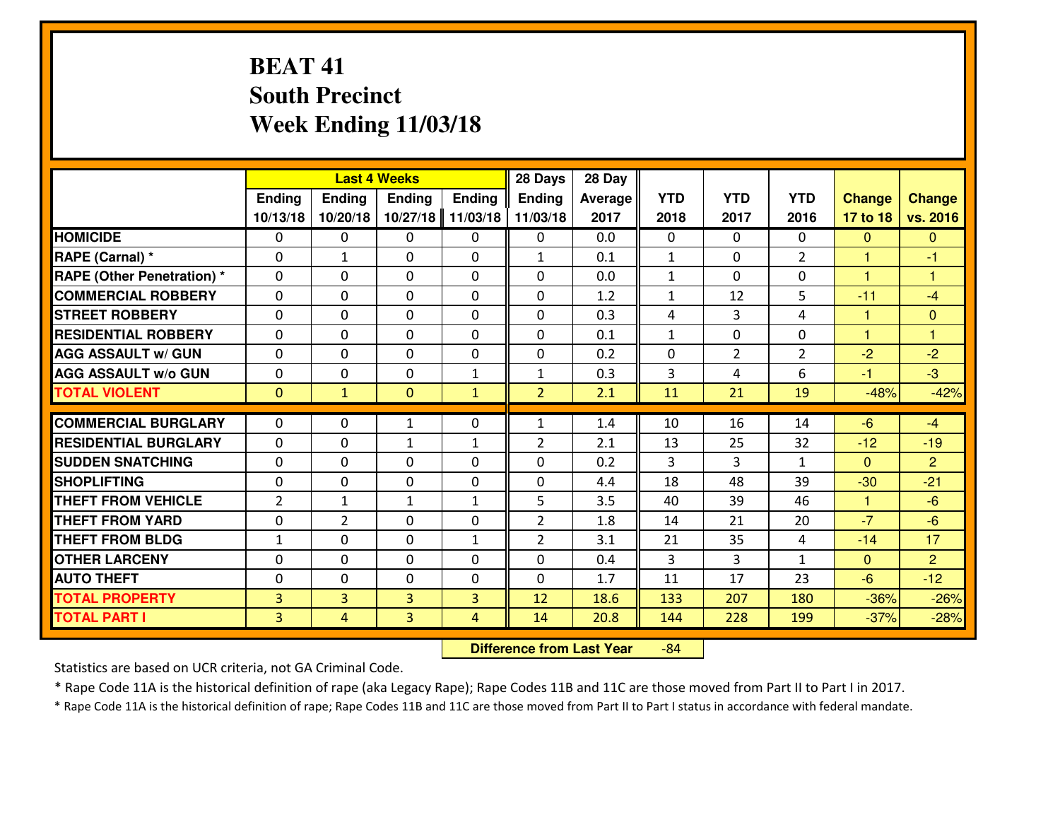# BEAT 41
## South Precinct
## Week Ending 11/03/18

| | Last 4 Weeks | | | | 28 Days | 28 Day | | | | | |
|---|---|---|---|---|---|---|---|---|---|---|---|
| | Ending 10/13/18 | Ending 10/20/18 | Ending 10/27/18 | Ending 11/03/18 | Ending 11/03/18 | Average 2017 | YTD 2018 | YTD 2017 | YTD 2016 | Change 17 to 18 | Change vs. 2016 |
| **HOMICIDE** | 0 | 0 | 0 | 0 | 0 | 0.0 | 0 | 0 | 0 | 0 | 0 |
| **RAPE (Carnal) *** | 0 | 1 | 0 | 0 | 1 | 0.1 | 1 | 0 | 2 | 1 | -1 |
| **RAPE (Other Penetration) *** | 0 | 0 | 0 | 0 | 0 | 0.0 | 1 | 0 | 0 | 1 | 1 |
| **COMMERCIAL ROBBERY** | 0 | 0 | 0 | 0 | 0 | 1.2 | 1 | 12 | 5 | -11 | -4 |
| **STREET ROBBERY** | 0 | 0 | 0 | 0 | 0 | 0.3 | 4 | 3 | 4 | 1 | 0 |
| **RESIDENTIAL ROBBERY** | 0 | 0 | 0 | 0 | 0 | 0.1 | 1 | 0 | 0 | 1 | 1 |
| **AGG ASSAULT w/ GUN** | 0 | 0 | 0 | 0 | 0 | 0.2 | 0 | 2 | 2 | -2 | -2 |
| **AGG ASSAULT w/o GUN** | 0 | 0 | 0 | 1 | 1 | 0.3 | 3 | 4 | 6 | -1 | -3 |
| **TOTAL VIOLENT** | 0 | 1 | 0 | 1 | 2 | 2.1 | 11 | 21 | 19 | -48% | -42% |
| **COMMERCIAL BURGLARY** | 0 | 0 | 1 | 0 | 1 | 1.4 | 10 | 16 | 14 | -6 | -4 |
| **RESIDENTIAL BURGLARY** | 0 | 0 | 1 | 1 | 2 | 2.1 | 13 | 25 | 32 | -12 | -19 |
| **SUDDEN SNATCHING** | 0 | 0 | 0 | 0 | 0 | 0.2 | 3 | 3 | 1 | 0 | 2 |
| **SHOPLIFTING** | 0 | 0 | 0 | 0 | 0 | 4.4 | 18 | 48 | 39 | -30 | -21 |
| **THEFT FROM VEHICLE** | 2 | 1 | 1 | 1 | 5 | 3.5 | 40 | 39 | 46 | 1 | -6 |
| **THEFT FROM YARD** | 0 | 2 | 0 | 0 | 2 | 1.8 | 14 | 21 | 20 | -7 | -6 |
| **THEFT FROM BLDG** | 1 | 0 | 0 | 1 | 2 | 3.1 | 21 | 35 | 4 | -14 | 17 |
| **OTHER LARCENY** | 0 | 0 | 0 | 0 | 0 | 0.4 | 3 | 3 | 1 | 0 | 2 |
| **AUTO THEFT** | 0 | 0 | 0 | 0 | 0 | 1.7 | 11 | 17 | 23 | -6 | -12 |
| **TOTAL PROPERTY** | 3 | 3 | 3 | 3 | 12 | 18.6 | 133 | 207 | 180 | -36% | -26% |
| **TOTAL PART I** | 3 | 4 | 3 | 4 | 14 | 20.8 | 144 | 228 | 199 | -37% | -28% |

**Difference from Last Year** -84

Statistics are based on UCR criteria, not GA Criminal Code.

* Rape Code 11A is the historical definition of rape (aka Legacy Rape); Rape Codes 11B and 11C are those moved from Part II to Part I in 2017.

* Rape Code 11A is the historical definition of rape; Rape Codes 11B and 11C are those moved from Part II to Part I status in accordance with federal mandate.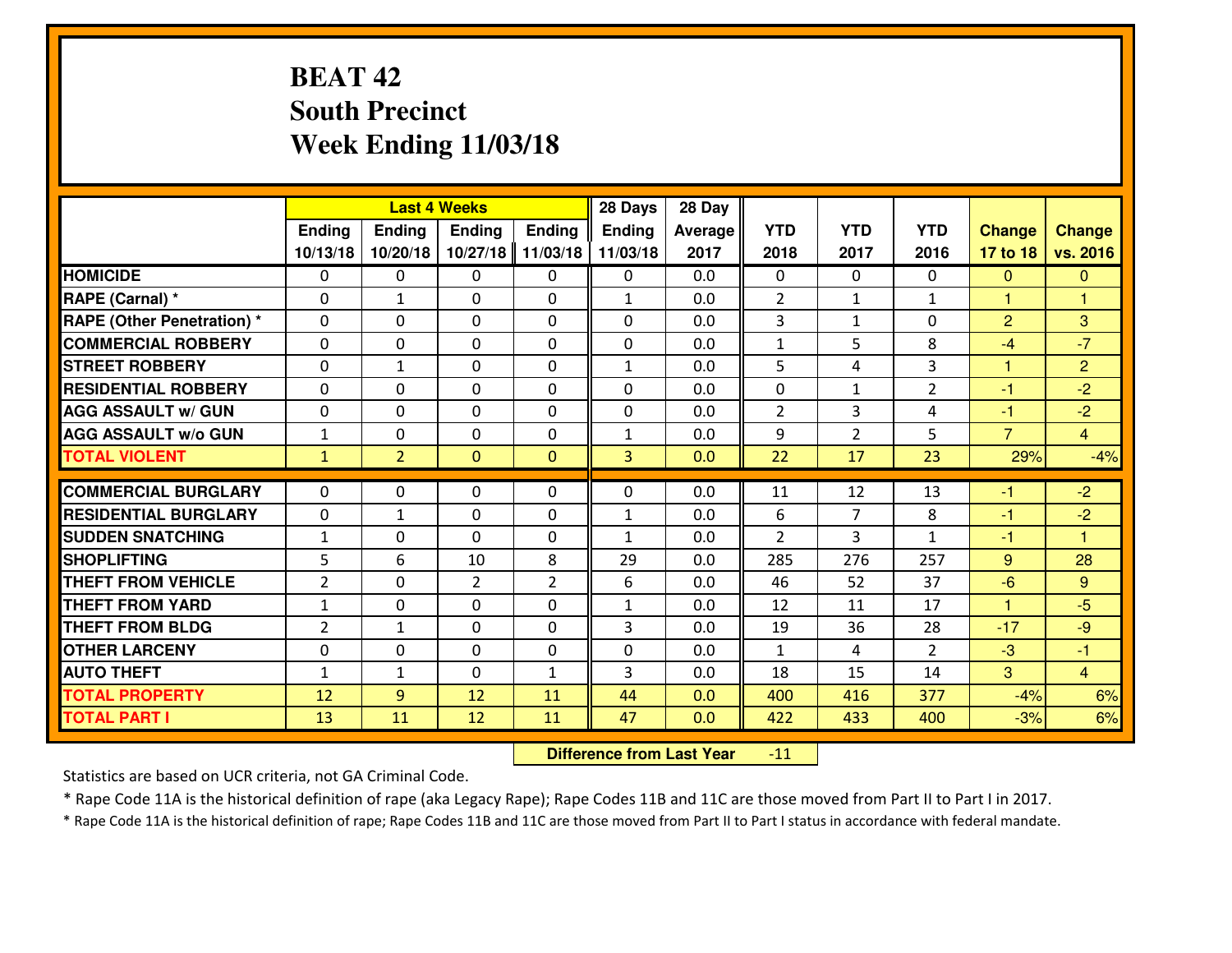# BEAT 42
## South Precinct
## Week Ending 11/03/18

| | Last 4 Weeks | | | | 28 Days | 28 Day | | | | | |
|---|---|---|---|---|---|---|---|---|---|---|---|
| | Ending 10/13/18 | Ending 10/20/18 | Ending 10/27/18 | Ending 11/03/18 | Ending 11/03/18 | Average 2017 | YTD 2018 | YTD 2017 | YTD 2016 | Change 17 to 18 | Change vs. 2016 |
| **HOMICIDE** | 0 | 0 | 0 | 0 | 0 | 0.0 | 0 | 0 | 0 | 0 | 0 |
| **RAPE (Carnal) *** | 0 | 1 | 0 | 0 | 1 | 0.0 | 2 | 1 | 1 | 1 | 1 |
| **RAPE (Other Penetration) *** | 0 | 0 | 0 | 0 | 0 | 0.0 | 3 | 1 | 0 | 2 | 3 |
| **COMMERCIAL ROBBERY** | 0 | 0 | 0 | 0 | 0 | 0.0 | 1 | 5 | 8 | -4 | -7 |
| **STREET ROBBERY** | 0 | 1 | 0 | 0 | 1 | 0.0 | 5 | 4 | 3 | 1 | 2 |
| **RESIDENTIAL ROBBERY** | 0 | 0 | 0 | 0 | 0 | 0.0 | 0 | 1 | 2 | -1 | -2 |
| **AGG ASSAULT w/ GUN** | 0 | 0 | 0 | 0 | 0 | 0.0 | 2 | 3 | 4 | -1 | -2 |
| **AGG ASSAULT w/o GUN** | 1 | 0 | 0 | 0 | 1 | 0.0 | 9 | 2 | 5 | 7 | 4 |
| **TOTAL VIOLENT** | 1 | 2 | 0 | 0 | 3 | 0.0 | 22 | 17 | 23 | 29% | -4% |
| **COMMERCIAL BURGLARY** | 0 | 0 | 0 | 0 | 0 | 0.0 | 11 | 12 | 13 | -1 | -2 |
| **RESIDENTIAL BURGLARY** | 0 | 1 | 0 | 0 | 1 | 0.0 | 6 | 7 | 8 | -1 | -2 |
| **SUDDEN SNATCHING** | 1 | 0 | 0 | 0 | 1 | 0.0 | 2 | 3 | 1 | -1 | 1 |
| **SHOPLIFTING** | 5 | 6 | 10 | 8 | 29 | 0.0 | 285 | 276 | 257 | 9 | 28 |
| **THEFT FROM VEHICLE** | 2 | 0 | 2 | 2 | 6 | 0.0 | 46 | 52 | 37 | -6 | 9 |
| **THEFT FROM YARD** | 1 | 0 | 0 | 0 | 1 | 0.0 | 12 | 11 | 17 | 1 | -5 |
| **THEFT FROM BLDG** | 2 | 1 | 0 | 0 | 3 | 0.0 | 19 | 36 | 28 | -17 | -9 |
| **OTHER LARCENY** | 0 | 0 | 0 | 0 | 0 | 0.0 | 1 | 4 | 2 | -3 | -1 |
| **AUTO THEFT** | 1 | 1 | 0 | 1 | 3 | 0.0 | 18 | 15 | 14 | 3 | 4 |
| **TOTAL PROPERTY** | 12 | 9 | 12 | 11 | 44 | 0.0 | 400 | 416 | 377 | -4% | 6% |
| **TOTAL PART I** | 13 | 11 | 12 | 11 | 47 | 0.0 | 422 | 433 | 400 | -3% | 6% |

**Difference from Last Year** -11

Statistics are based on UCR criteria, not GA Criminal Code.

* Rape Code 11A is the historical definition of rape (aka Legacy Rape); Rape Codes 11B and 11C are those moved from Part II to Part I in 2017.

* Rape Code 11A is the historical definition of rape; Rape Codes 11B and 11C are those moved from Part II to Part I status in accordance with federal mandate.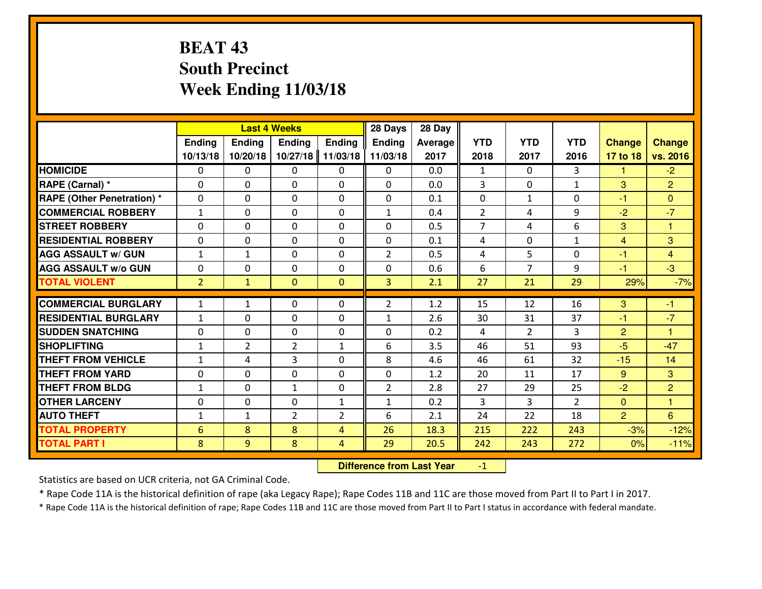# BEAT 43
## South Precinct
## Week Ending 11/03/18

| | Last 4 Weeks | | | | 28 Days | 28 Day | | | | | |
|---|---|---|---|---|---|---|---|---|---|---|---|
| | Ending 10/13/18 | Ending 10/20/18 | Ending 10/27/18 | Ending 11/03/18 | Ending 11/03/18 | Average 2017 | YTD 2018 | YTD 2017 | YTD 2016 | Change 17 to 18 | Change vs. 2016 |
| **HOMICIDE** | 0 | 0 | 0 | 0 | 0 | 0.0 | 1 | 0 | 3 | 1 | -2 |
| **RAPE (Carnal) *** | 0 | 0 | 0 | 0 | 0 | 0.0 | 3 | 0 | 1 | 3 | 2 |
| **RAPE (Other Penetration) *** | 0 | 0 | 0 | 0 | 0 | 0.1 | 0 | 1 | 0 | -1 | 0 |
| **COMMERCIAL ROBBERY** | 1 | 0 | 0 | 0 | 1 | 0.4 | 2 | 4 | 9 | -2 | -7 |
| **STREET ROBBERY** | 0 | 0 | 0 | 0 | 0 | 0.5 | 7 | 4 | 6 | 3 | 1 |
| **RESIDENTIAL ROBBERY** | 0 | 0 | 0 | 0 | 0 | 0.1 | 4 | 0 | 1 | 4 | 3 |
| **AGG ASSAULT w/ GUN** | 1 | 1 | 0 | 0 | 2 | 0.5 | 4 | 5 | 0 | -1 | 4 |
| **AGG ASSAULT w/o GUN** | 0 | 0 | 0 | 0 | 0 | 0.6 | 6 | 7 | 9 | -1 | -3 |
| **TOTAL VIOLENT** | 2 | 1 | 0 | 0 | 3 | 2.1 | 27 | 21 | 29 | 29% | -7% |
| **COMMERCIAL BURGLARY** | 1 | 1 | 0 | 0 | 2 | 1.2 | 15 | 12 | 16 | 3 | -1 |
| **RESIDENTIAL BURGLARY** | 1 | 0 | 0 | 0 | 1 | 2.6 | 30 | 31 | 37 | -1 | -7 |
| **SUDDEN SNATCHING** | 0 | 0 | 0 | 0 | 0 | 0.2 | 4 | 2 | 3 | 2 | 1 |
| **SHOPLIFTING** | 1 | 2 | 2 | 1 | 6 | 3.5 | 46 | 51 | 93 | -5 | -47 |
| **THEFT FROM VEHICLE** | 1 | 4 | 3 | 0 | 8 | 4.6 | 46 | 61 | 32 | -15 | 14 |
| **THEFT FROM YARD** | 0 | 0 | 0 | 0 | 0 | 1.2 | 20 | 11 | 17 | 9 | 3 |
| **THEFT FROM BLDG** | 1 | 0 | 1 | 0 | 2 | 2.8 | 27 | 29 | 25 | -2 | 2 |
| **OTHER LARCENY** | 0 | 0 | 0 | 1 | 1 | 0.2 | 3 | 3 | 2 | 0 | 1 |
| **AUTO THEFT** | 1 | 1 | 2 | 2 | 6 | 2.1 | 24 | 22 | 18 | 2 | 6 |
| **TOTAL PROPERTY** | 6 | 8 | 8 | 4 | 26 | 18.3 | 215 | 222 | 243 | -3% | -12% |
| **TOTAL PART I** | 8 | 9 | 8 | 4 | 29 | 20.5 | 242 | 243 | 272 | 0% | -11% |

**Difference from Last Year** -1

Statistics are based on UCR criteria, not GA Criminal Code.

* Rape Code 11A is the historical definition of rape (aka Legacy Rape); Rape Codes 11B and 11C are those moved from Part II to Part I in 2017.

* Rape Code 11A is the historical definition of rape; Rape Codes 11B and 11C are those moved from Part II to Part I status in accordance with federal mandate.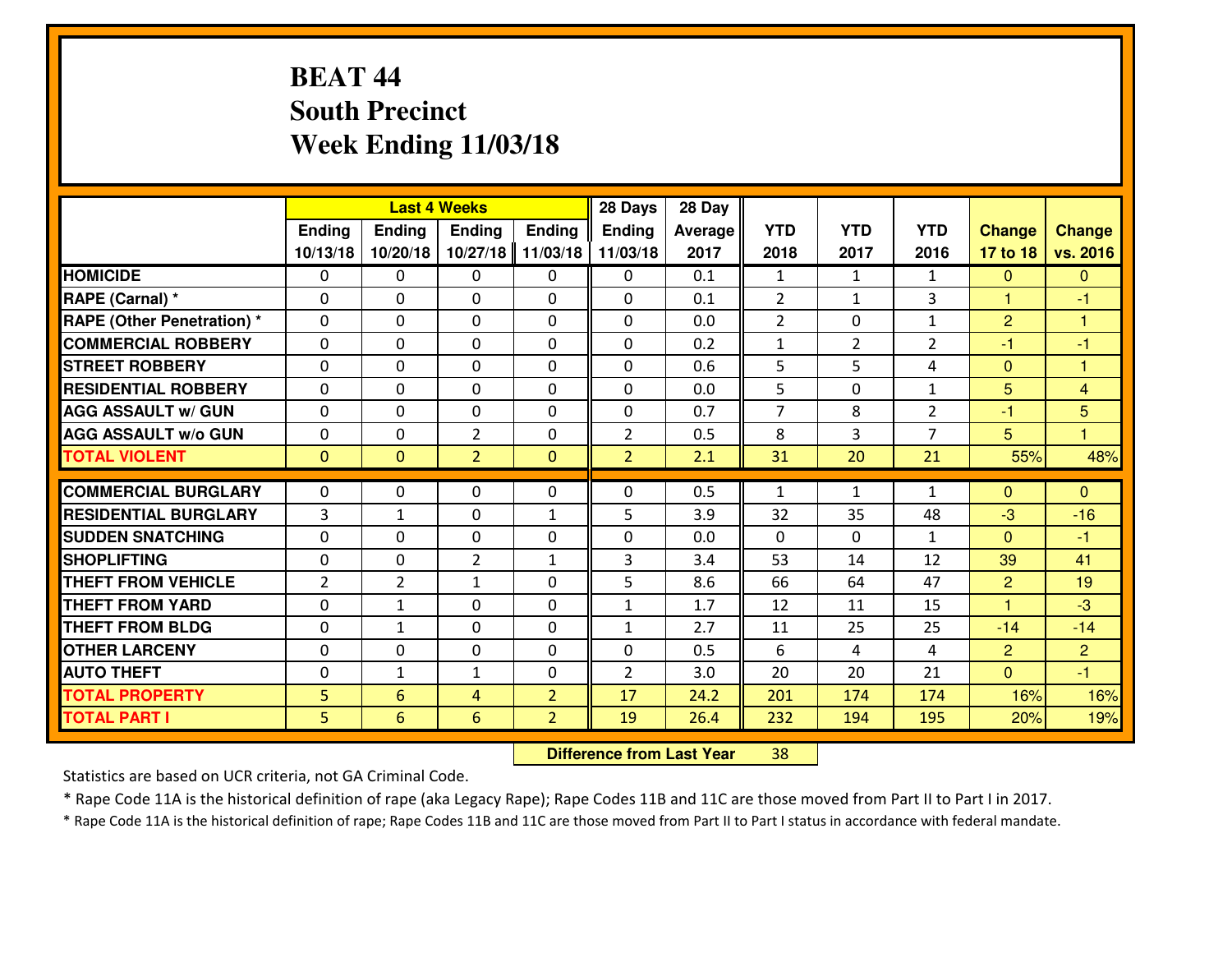# BEAT 44
## South Precinct
## Week Ending 11/03/18

| | Last 4 Weeks | | | | 28 Days | 28 Day | | | | | |
|---|---|---|---|---|---|---|---|---|---|---|---|
| | Ending 10/13/18 | Ending 10/20/18 | Ending 10/27/18 | Ending 11/03/18 | Ending 11/03/18 | Average 2017 | YTD 2018 | YTD 2017 | YTD 2016 | Change 17 to 18 | Change vs. 2016 |
| HOMICIDE | 0 | 0 | 0 | 0 | 0 | 0.1 | 1 | 1 | 1 | 0 | 0 |
| RAPE (Carnal) * | 0 | 0 | 0 | 0 | 0 | 0.1 | 2 | 1 | 3 | 1 | -1 |
| RAPE (Other Penetration) * | 0 | 0 | 0 | 0 | 0 | 0.0 | 2 | 0 | 1 | 2 | 1 |
| COMMERCIAL ROBBERY | 0 | 0 | 0 | 0 | 0 | 0.2 | 1 | 2 | 2 | -1 | -1 |
| STREET ROBBERY | 0 | 0 | 0 | 0 | 0 | 0.6 | 5 | 5 | 4 | 0 | 1 |
| RESIDENTIAL ROBBERY | 0 | 0 | 0 | 0 | 0 | 0.0 | 5 | 0 | 1 | 5 | 4 |
| AGG ASSAULT w/ GUN | 0 | 0 | 0 | 0 | 0 | 0.7 | 7 | 8 | 2 | -1 | 5 |
| AGG ASSAULT w/o GUN | 0 | 0 | 2 | 0 | 2 | 0.5 | 8 | 3 | 7 | 5 | 1 |
| TOTAL VIOLENT | 0 | 0 | 2 | 0 | 2 | 2.1 | 31 | 20 | 21 | 55% | 48% |
| COMMERCIAL BURGLARY | 0 | 0 | 0 | 0 | 0 | 0.5 | 1 | 1 | 1 | 0 | 0 |
| RESIDENTIAL BURGLARY | 3 | 1 | 0 | 1 | 5 | 3.9 | 32 | 35 | 48 | -3 | -16 |
| SUDDEN SNATCHING | 0 | 0 | 0 | 0 | 0 | 0.0 | 0 | 0 | 1 | 0 | -1 |
| SHOPLIFTING | 0 | 0 | 2 | 1 | 3 | 3.4 | 53 | 14 | 12 | 39 | 41 |
| THEFT FROM VEHICLE | 2 | 2 | 1 | 0 | 5 | 8.6 | 66 | 64 | 47 | 2 | 19 |
| THEFT FROM YARD | 0 | 1 | 0 | 0 | 1 | 1.7 | 12 | 11 | 15 | 1 | -3 |
| THEFT FROM BLDG | 0 | 1 | 0 | 0 | 1 | 2.7 | 11 | 25 | 25 | -14 | -14 |
| OTHER LARCENY | 0 | 0 | 0 | 0 | 0 | 0.5 | 6 | 4 | 4 | 2 | 2 |
| AUTO THEFT | 0 | 1 | 1 | 0 | 2 | 3.0 | 20 | 20 | 21 | 0 | -1 |
| TOTAL PROPERTY | 5 | 6 | 4 | 2 | 17 | 24.2 | 201 | 174 | 174 | 16% | 16% |
| TOTAL PART I | 5 | 6 | 6 | 2 | 19 | 26.4 | 232 | 194 | 195 | 20% | 19% |

**Difference from Last Year** 38

Statistics are based on UCR criteria, not GA Criminal Code.

* Rape Code 11A is the historical definition of rape (aka Legacy Rape); Rape Codes 11B and 11C are those moved from Part II to Part I in 2017.

* Rape Code 11A is the historical definition of rape; Rape Codes 11B and 11C are those moved from Part II to Part I status in accordance with federal mandate.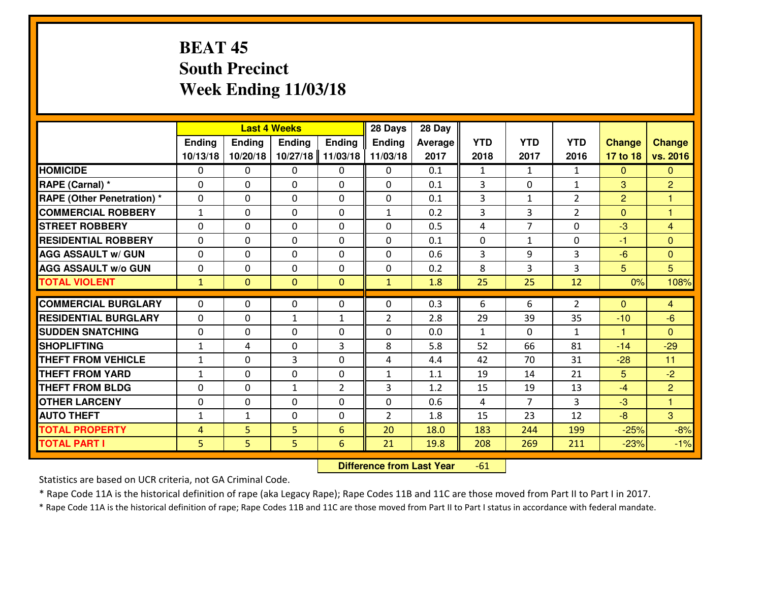# BEAT 45
## South Precinct
## Week Ending 11/03/18

| | Last 4 Weeks | | | | 28 Days | 28 Day | | | | | |
|---|---|---|---|---|---|---|---|---|---|---|---|
| | Ending 10/13/18 | Ending 10/20/18 | Ending 10/27/18 | Ending 11/03/18 | Ending 11/03/18 | Average 2017 | YTD 2018 | YTD 2017 | YTD 2016 | Change 17 to 18 | Change vs. 2016 |
| HOMICIDE | 0 | 0 | 0 | 0 | 0 | 0.1 | 1 | 1 | 1 | 0 | 0 |
| RAPE (Carnal) * | 0 | 0 | 0 | 0 | 0 | 0.1 | 3 | 0 | 1 | 3 | 2 |
| RAPE (Other Penetration) * | 0 | 0 | 0 | 0 | 0 | 0.1 | 3 | 1 | 2 | 2 | 1 |
| COMMERCIAL ROBBERY | 1 | 0 | 0 | 0 | 1 | 0.2 | 3 | 3 | 2 | 0 | 1 |
| STREET ROBBERY | 0 | 0 | 0 | 0 | 0 | 0.5 | 4 | 7 | 0 | -3 | 4 |
| RESIDENTIAL ROBBERY | 0 | 0 | 0 | 0 | 0 | 0.1 | 0 | 1 | 0 | -1 | 0 |
| AGG ASSAULT w/ GUN | 0 | 0 | 0 | 0 | 0 | 0.6 | 3 | 9 | 3 | -6 | 0 |
| AGG ASSAULT w/o GUN | 0 | 0 | 0 | 0 | 0 | 0.2 | 8 | 3 | 3 | 5 | 5 |
| TOTAL VIOLENT | 1 | 0 | 0 | 0 | 1 | 1.8 | 25 | 25 | 12 | 0% | 108% |
| COMMERCIAL BURGLARY | 0 | 0 | 0 | 0 | 0 | 0.3 | 6 | 6 | 2 | 0 | 4 |
| RESIDENTIAL BURGLARY | 0 | 0 | 1 | 1 | 2 | 2.8 | 29 | 39 | 35 | -10 | -6 |
| SUDDEN SNATCHING | 0 | 0 | 0 | 0 | 0 | 0.0 | 1 | 0 | 1 | 1 | 0 |
| SHOPLIFTING | 1 | 4 | 0 | 3 | 8 | 5.8 | 52 | 66 | 81 | -14 | -29 |
| THEFT FROM VEHICLE | 1 | 0 | 3 | 0 | 4 | 4.4 | 42 | 70 | 31 | -28 | 11 |
| THEFT FROM YARD | 1 | 0 | 0 | 0 | 1 | 1.1 | 19 | 14 | 21 | 5 | -2 |
| THEFT FROM BLDG | 0 | 0 | 1 | 2 | 3 | 1.2 | 15 | 19 | 13 | -4 | 2 |
| OTHER LARCENY | 0 | 0 | 0 | 0 | 0 | 0.6 | 4 | 7 | 3 | -3 | 1 |
| AUTO THEFT | 1 | 1 | 0 | 0 | 2 | 1.8 | 15 | 23 | 12 | -8 | 3 |
| TOTAL PROPERTY | 4 | 5 | 5 | 6 | 20 | 18.0 | 183 | 244 | 199 | -25% | -8% |
| TOTAL PART I | 5 | 5 | 5 | 6 | 21 | 19.8 | 208 | 269 | 211 | -23% | -1% |

**Difference from Last Year** -61

Statistics are based on UCR criteria, not GA Criminal Code.

* Rape Code 11A is the historical definition of rape (aka Legacy Rape); Rape Codes 11B and 11C are those moved from Part II to Part I in 2017.

* Rape Code 11A is the historical definition of rape; Rape Codes 11B and 11C are those moved from Part II to Part I status in accordance with federal mandate.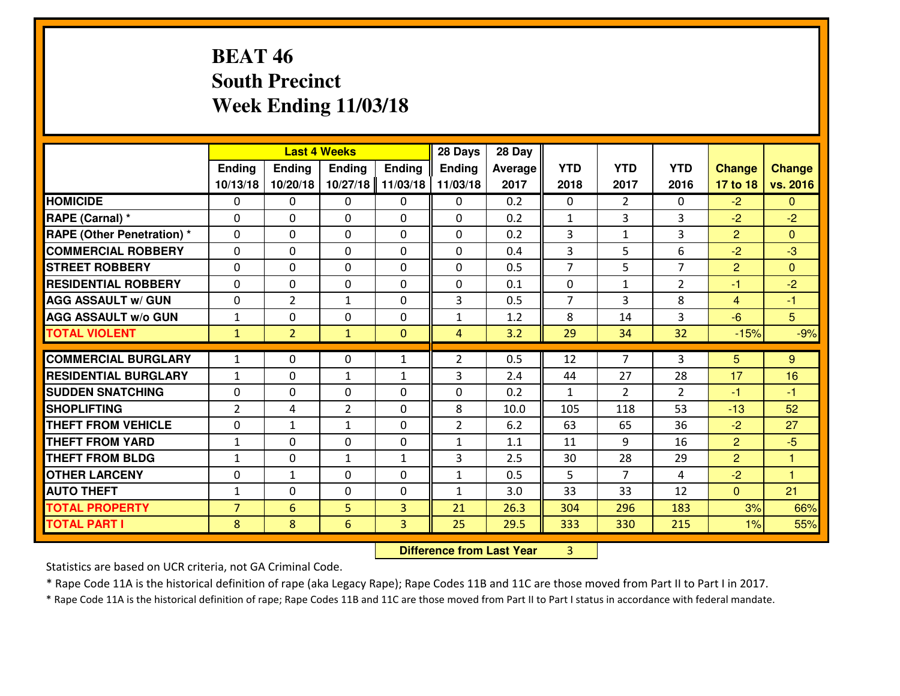# BEAT 46
## South Precinct
## Week Ending 11/03/18

| | Last 4 Weeks | | | | 28 Days | 28 Day | | | | | |
|---|---|---|---|---|---|---|---|---|---|---|---|
| | Ending 10/13/18 | Ending 10/20/18 | Ending 10/27/18 | Ending 11/03/18 | Ending 11/03/18 | Average 2017 | YTD 2018 | YTD 2017 | YTD 2016 | Change 17 to 18 | Change vs. 2016 |
| HOMICIDE | 0 | 0 | 0 | 0 | 0 | 0.2 | 0 | 2 | 0 | -2 | 0 |
| RAPE (Carnal) * | 0 | 0 | 0 | 0 | 0 | 0.2 | 1 | 3 | 3 | -2 | -2 |
| RAPE (Other Penetration) * | 0 | 0 | 0 | 0 | 0 | 0.2 | 3 | 1 | 3 | 2 | 0 |
| COMMERCIAL ROBBERY | 0 | 0 | 0 | 0 | 0 | 0.4 | 3 | 5 | 6 | -2 | -3 |
| STREET ROBBERY | 0 | 0 | 0 | 0 | 0 | 0.5 | 7 | 5 | 7 | 2 | 0 |
| RESIDENTIAL ROBBERY | 0 | 0 | 0 | 0 | 0 | 0.1 | 0 | 1 | 2 | -1 | -2 |
| AGG ASSAULT w/ GUN | 0 | 2 | 1 | 0 | 3 | 0.5 | 7 | 3 | 8 | 4 | -1 |
| AGG ASSAULT w/o GUN | 1 | 0 | 0 | 0 | 1 | 1.2 | 8 | 14 | 3 | -6 | 5 |
| TOTAL VIOLENT | 1 | 2 | 1 | 0 | 4 | 3.2 | 29 | 34 | 32 | -15% | -9% |
| COMMERCIAL BURGLARY | 1 | 0 | 0 | 1 | 2 | 0.5 | 12 | 7 | 3 | 5 | 9 |
| RESIDENTIAL BURGLARY | 1 | 0 | 1 | 1 | 3 | 2.4 | 44 | 27 | 28 | 17 | 16 |
| SUDDEN SNATCHING | 0 | 0 | 0 | 0 | 0 | 0.2 | 1 | 2 | 2 | -1 | -1 |
| SHOPLIFTING | 2 | 4 | 2 | 0 | 8 | 10.0 | 105 | 118 | 53 | -13 | 52 |
| THEFT FROM VEHICLE | 0 | 1 | 1 | 0 | 2 | 6.2 | 63 | 65 | 36 | -2 | 27 |
| THEFT FROM YARD | 1 | 0 | 0 | 0 | 1 | 1.1 | 11 | 9 | 16 | 2 | -5 |
| THEFT FROM BLDG | 1 | 0 | 1 | 1 | 3 | 2.5 | 30 | 28 | 29 | 2 | 1 |
| OTHER LARCENY | 0 | 1 | 0 | 0 | 1 | 0.5 | 5 | 7 | 4 | -2 | 1 |
| AUTO THEFT | 1 | 0 | 0 | 0 | 1 | 3.0 | 33 | 33 | 12 | 0 | 21 |
| TOTAL PROPERTY | 7 | 6 | 5 | 3 | 21 | 26.3 | 304 | 296 | 183 | 3% | 66% |
| TOTAL PART I | 8 | 8 | 6 | 3 | 25 | 29.5 | 333 | 330 | 215 | 1% | 55% |

**Difference from Last Year** 3

Statistics are based on UCR criteria, not GA Criminal Code.

* Rape Code 11A is the historical definition of rape (aka Legacy Rape); Rape Codes 11B and 11C are those moved from Part II to Part I in 2017.

* Rape Code 11A is the historical definition of rape; Rape Codes 11B and 11C are those moved from Part II to Part I status in accordance with federal mandate.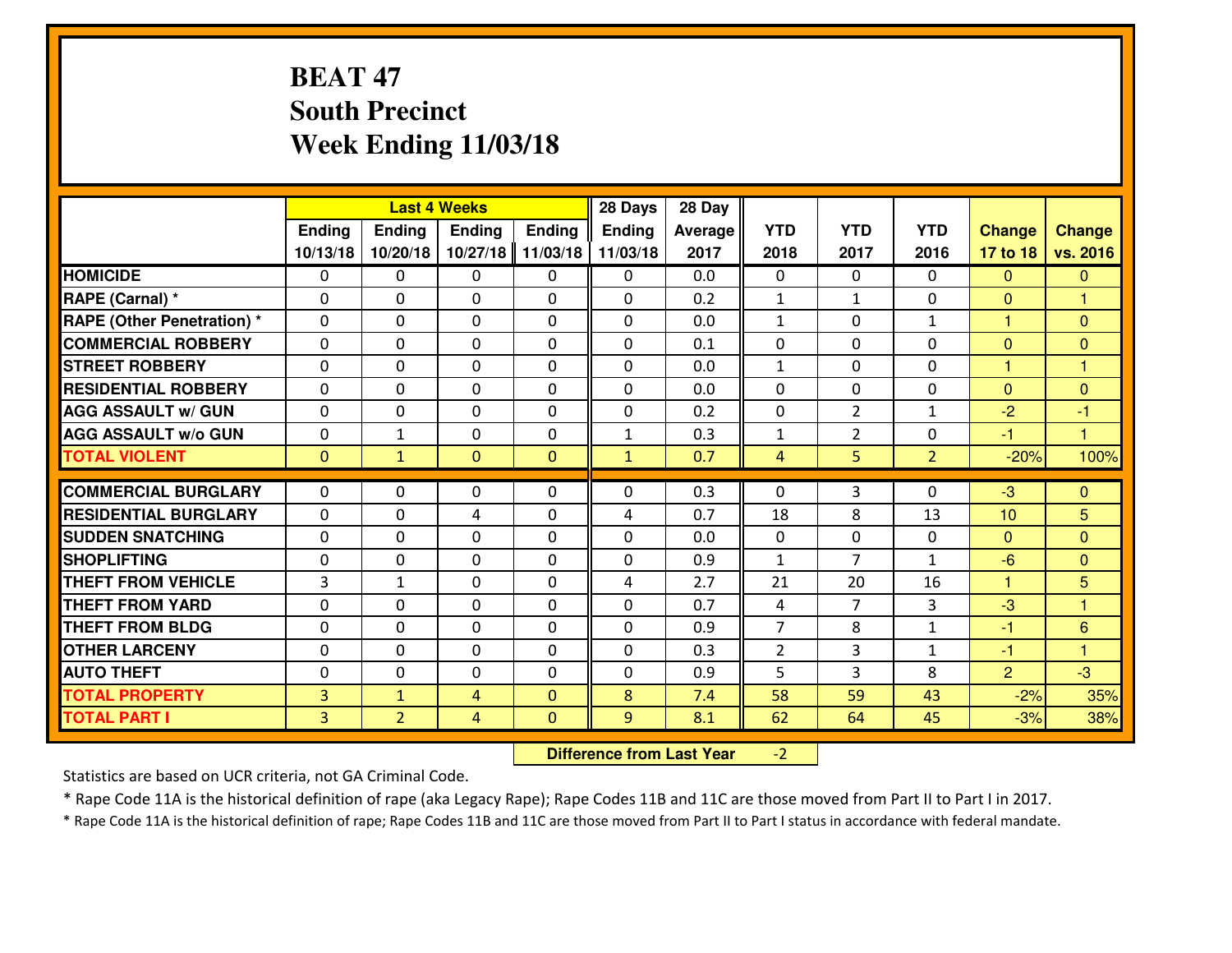# BEAT 47
# South Precinct
# Week Ending 11/03/18

| | Last 4 Weeks | | | | 28 Days | 28 Day | YTD | YTD | YTD | Change | Change |
|---|---|---|---|---|---|---|---|---|---|---|---|
| | Ending 10/13/18 | Ending 10/20/18 | Ending 10/27/18 | Ending 11/03/18 | Ending 11/03/18 | Average 2017 | 2018 | 2017 | 2016 | 17 to 18 | vs. 2016 |
| **HOMICIDE** | 0 | 0 | 0 | 0 | 0 | 0.0 | 0 | 0 | 0 | 0 | 0 |
| **RAPE (Carnal) *** | 0 | 0 | 0 | 0 | 0 | 0.2 | 1 | 1 | 0 | 0 | 1 |
| **RAPE (Other Penetration) *** | 0 | 0 | 0 | 0 | 0 | 0.0 | 1 | 0 | 1 | 1 | 0 |
| **COMMERCIAL ROBBERY** | 0 | 0 | 0 | 0 | 0 | 0.1 | 0 | 0 | 0 | 0 | 0 |
| **STREET ROBBERY** | 0 | 0 | 0 | 0 | 0 | 0.0 | 1 | 0 | 0 | 1 | 1 |
| **RESIDENTIAL ROBBERY** | 0 | 0 | 0 | 0 | 0 | 0.0 | 0 | 0 | 0 | 0 | 0 |
| **AGG ASSAULT w/ GUN** | 0 | 0 | 0 | 0 | 0 | 0.2 | 0 | 2 | 1 | -2 | -1 |
| **AGG ASSAULT w/o GUN** | 0 | 1 | 0 | 0 | 1 | 0.3 | 1 | 2 | 0 | -1 | 1 |
| **TOTAL VIOLENT** | 0 | 1 | 0 | 0 | 1 | 0.7 | 4 | 5 | 2 | -20% | 100% |
| **COMMERCIAL BURGLARY** | 0 | 0 | 0 | 0 | 0 | 0.3 | 0 | 3 | 0 | -3 | 0 |
| **RESIDENTIAL BURGLARY** | 0 | 0 | 4 | 0 | 4 | 0.7 | 18 | 8 | 13 | 10 | 5 |
| **SUDDEN SNATCHING** | 0 | 0 | 0 | 0 | 0 | 0.0 | 0 | 0 | 0 | 0 | 0 |
| **SHOPLIFTING** | 0 | 0 | 0 | 0 | 0 | 0.9 | 1 | 7 | 1 | -6 | 0 |
| **THEFT FROM VEHICLE** | 3 | 1 | 0 | 0 | 4 | 2.7 | 21 | 20 | 16 | 1 | 5 |
| **THEFT FROM YARD** | 0 | 0 | 0 | 0 | 0 | 0.7 | 4 | 7 | 3 | -3 | 1 |
| **THEFT FROM BLDG** | 0 | 0 | 0 | 0 | 0 | 0.9 | 7 | 8 | 1 | -1 | 6 |
| **OTHER LARCENY** | 0 | 0 | 0 | 0 | 0 | 0.3 | 2 | 3 | 1 | -1 | 1 |
| **AUTO THEFT** | 0 | 0 | 0 | 0 | 0 | 0.9 | 5 | 3 | 8 | 2 | -3 |
| **TOTAL PROPERTY** | 3 | 1 | 4 | 0 | 8 | 7.4 | 58 | 59 | 43 | -2% | 35% |
| **TOTAL PART I** | 3 | 2 | 4 | 0 | 9 | 8.1 | 62 | 64 | 45 | -3% | 38% |

**Difference from Last Year** -2

Statistics are based on UCR criteria, not GA Criminal Code.

* Rape Code 11A is the historical definition of rape (aka Legacy Rape); Rape Codes 11B and 11C are those moved from Part II to Part I in 2017.

* Rape Code 11A is the historical definition of rape; Rape Codes 11B and 11C are those moved from Part II to Part I status in accordance with federal mandate.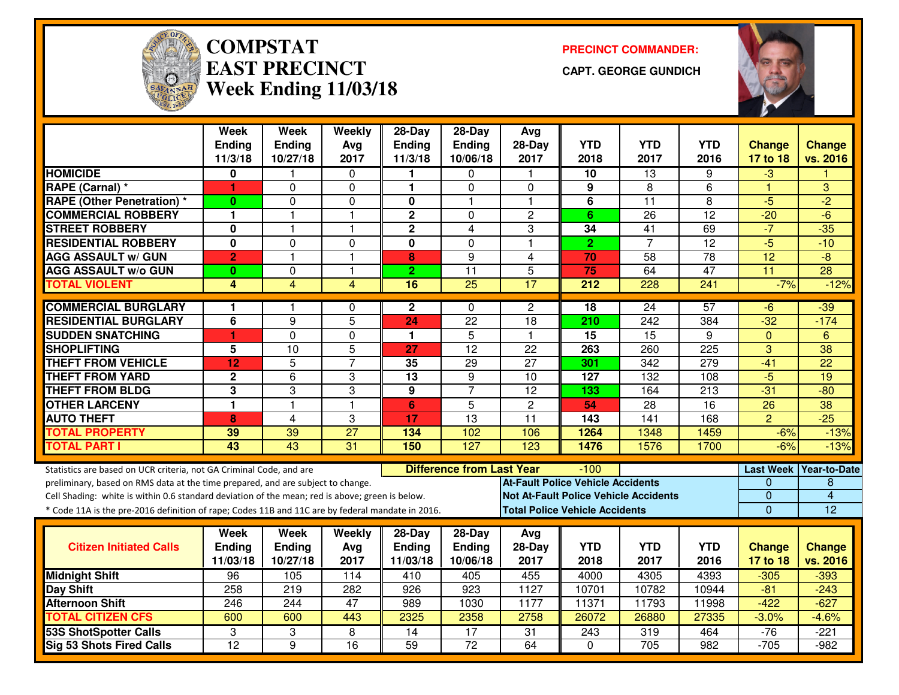# COMPSTAT EAST PRECINCT
## Week Ending 11/03/18

**PRECINCT COMMANDER:**

**CAPT. GEORGE GUNDICH**

| | Week Ending 11/3/18 | Week Ending 10/27/18 | Weekly Avg 2017 | 28-Day Ending 11/3/18 | 28-Day Ending 10/06/18 | Avg 28-Day 2017 | YTD 2018 | YTD 2017 | YTD 2016 | Change 17 to 18 | Change vs. 2016 |
|---|---|---|---|---|---|---|---|---|---|---|---|
| HOMICIDE | 0 | 1 | 0 | 1 | 0 | 1 | 10 | 13 | 9 | -3 | 1 |
| RAPE (Carnal) * | 1 | 0 | 0 | 1 | 0 | 0 | 9 | 8 | 6 | 1 | 3 |
| RAPE (Other Penetration) * | 0 | 0 | 0 | 0 | 1 | 1 | 6 | 11 | 8 | -5 | -2 |
| COMMERCIAL ROBBERY | 1 | 1 | 1 | 2 | 0 | 2 | 6 | 26 | 12 | -20 | -6 |
| STREET ROBBERY | 0 | 1 | 1 | 2 | 4 | 3 | 34 | 41 | 69 | -7 | -35 |
| RESIDENTIAL ROBBERY | 0 | 0 | 0 | 0 | 0 | 1 | 2 | 7 | 12 | -5 | -10 |
| AGG ASSAULT w/ GUN | 2 | 1 | 1 | 8 | 9 | 4 | 70 | 58 | 78 | 12 | -8 |
| AGG ASSAULT w/o GUN | 0 | 0 | 1 | 2 | 11 | 5 | 75 | 64 | 47 | 11 | 28 |
| TOTAL VIOLENT | 4 | 4 | 4 | 16 | 25 | 17 | 212 | 228 | 241 | -7% | -12% |
| COMMERCIAL BURGLARY | 1 | 1 | 0 | 2 | 0 | 2 | 18 | 24 | 57 | -6 | -39 |
| RESIDENTIAL BURGLARY | 6 | 9 | 5 | 24 | 22 | 18 | 210 | 242 | 384 | -32 | -174 |
| SUDDEN SNATCHING | 1 | 0 | 0 | 1 | 5 | 1 | 15 | 15 | 9 | 0 | 6 |
| SHOPLIFTING | 5 | 10 | 5 | 27 | 12 | 22 | 263 | 260 | 225 | 3 | 38 |
| THEFT FROM VEHICLE | 12 | 5 | 7 | 35 | 29 | 27 | 301 | 342 | 279 | -41 | 22 |
| THEFT FROM YARD | 2 | 6 | 3 | 13 | 9 | 10 | 127 | 132 | 108 | -5 | 19 |
| THEFT FROM BLDG | 3 | 3 | 3 | 9 | 7 | 12 | 133 | 164 | 213 | -31 | -80 |
| OTHER LARCENY | 1 | 1 | 1 | 6 | 5 | 2 | 54 | 28 | 16 | 26 | 38 |
| AUTO THEFT | 8 | 4 | 3 | 17 | 13 | 11 | 143 | 141 | 168 | 2 | -25 |
| TOTAL PROPERTY | 39 | 39 | 27 | 134 | 102 | 106 | 1264 | 1348 | 1459 | -6% | -13% |
| TOTAL PART I | 43 | 43 | 31 | 150 | 127 | 123 | 1476 | 1576 | 1700 | -6% | -13% |

Statistics are based on UCR criteria, not GA Criminal Code, and are preliminary, based on RMS data at the time prepared, and are subject to change.

Cell Shading: white is within 0.6 standard deviation of the mean; red is above; green is below.

* Code 11A is the pre-2016 definition of rape; Codes 11B and 11C are by federal mandate in 2016.

| Difference from Last Year | -100 | Last Week | Year-to-Date |
|---|---|---|---|
| At-Fault Police Vehicle Accidents | | 0 | 8 |
| Not At-Fault Police Vehicle Accidents | | 0 | 4 |
| Total Police Vehicle Accidents | | 0 | 12 |

| Citizen Initiated Calls | Week Ending 11/03/18 | Week Ending 10/27/18 | Weekly Avg 2017 | 28-Day Ending 11/03/18 | 28-Day Ending 10/06/18 | Avg 28-Day 2017 | YTD 2018 | YTD 2017 | YTD 2016 | Change 17 to 18 | Change vs. 2016 |
|---|---|---|---|---|---|---|---|---|---|---|---|
| Midnight Shift | 96 | 105 | 114 | 410 | 405 | 455 | 4000 | 4305 | 4393 | -305 | -393 |
| Day Shift | 258 | 219 | 282 | 926 | 923 | 1127 | 10701 | 10782 | 10944 | -81 | -243 |
| Afternoon Shift | 246 | 244 | 47 | 989 | 1030 | 1177 | 11371 | 11793 | 11998 | -422 | -627 |
| TOTAL CITIZEN CFS | 600 | 600 | 443 | 2325 | 2358 | 2758 | 26072 | 26880 | 27335 | -3.0% | -4.6% |
| 53S ShotSpotter Calls | 3 | 3 | 8 | 14 | 17 | 31 | 243 | 319 | 464 | -76 | -221 |
| Sig 53 Shots Fired Calls | 12 | 9 | 16 | 59 | 72 | 64 | 0 | 705 | 982 | -705 | -982 |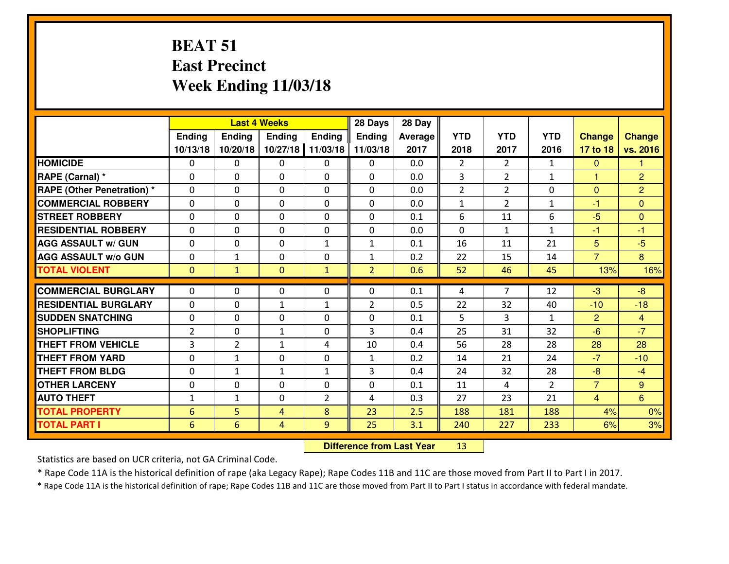# BEAT 51
## East Precinct
## Week Ending 11/03/18

| | Last 4 Weeks | | | | 28 Days | 28 Day | | | | | |
|---|---|---|---|---|---|---|---|---|---|---|---|
| | Ending 10/13/18 | Ending 10/20/18 | Ending 10/27/18 | Ending 11/03/18 | Ending 11/03/18 | Average 2017 | YTD 2018 | YTD 2017 | YTD 2016 | Change 17 to 18 | Change vs. 2016 |
| HOMICIDE | 0 | 0 | 0 | 0 | 0 | 0.0 | 2 | 2 | 1 | 0 | 1 |
| RAPE (Carnal) * | 0 | 0 | 0 | 0 | 0 | 0.0 | 3 | 2 | 1 | 1 | 2 |
| RAPE (Other Penetration) * | 0 | 0 | 0 | 0 | 0 | 0.0 | 2 | 2 | 0 | 0 | 2 |
| COMMERCIAL ROBBERY | 0 | 0 | 0 | 0 | 0 | 0.0 | 1 | 2 | 1 | -1 | 0 |
| STREET ROBBERY | 0 | 0 | 0 | 0 | 0 | 0.1 | 6 | 11 | 6 | -5 | 0 |
| RESIDENTIAL ROBBERY | 0 | 0 | 0 | 0 | 0 | 0.0 | 0 | 1 | 1 | -1 | -1 |
| AGG ASSAULT w/ GUN | 0 | 0 | 0 | 1 | 1 | 0.1 | 16 | 11 | 21 | 5 | -5 |
| AGG ASSAULT w/o GUN | 0 | 1 | 0 | 0 | 1 | 0.2 | 22 | 15 | 14 | 7 | 8 |
| TOTAL VIOLENT | 0 | 1 | 0 | 1 | 2 | 0.6 | 52 | 46 | 45 | 13% | 16% |
| COMMERCIAL BURGLARY | 0 | 0 | 0 | 0 | 0 | 0.1 | 4 | 7 | 12 | -3 | -8 |
| RESIDENTIAL BURGLARY | 0 | 0 | 1 | 1 | 2 | 0.5 | 22 | 32 | 40 | -10 | -18 |
| SUDDEN SNATCHING | 0 | 0 | 0 | 0 | 0 | 0.1 | 5 | 3 | 1 | 2 | 4 |
| SHOPLIFTING | 2 | 0 | 1 | 0 | 3 | 0.4 | 25 | 31 | 32 | -6 | -7 |
| THEFT FROM VEHICLE | 3 | 2 | 1 | 4 | 10 | 0.4 | 56 | 28 | 28 | 28 | 28 |
| THEFT FROM YARD | 0 | 1 | 0 | 0 | 1 | 0.2 | 14 | 21 | 24 | -7 | -10 |
| THEFT FROM BLDG | 0 | 1 | 1 | 1 | 3 | 0.4 | 24 | 32 | 28 | -8 | -4 |
| OTHER LARCENY | 0 | 0 | 0 | 0 | 0 | 0.1 | 11 | 4 | 2 | 7 | 9 |
| AUTO THEFT | 1 | 1 | 0 | 2 | 4 | 0.3 | 27 | 23 | 21 | 4 | 6 |
| TOTAL PROPERTY | 6 | 5 | 4 | 8 | 23 | 2.5 | 188 | 181 | 188 | 4% | 0% |
| TOTAL PART I | 6 | 6 | 4 | 9 | 25 | 3.1 | 240 | 227 | 233 | 6% | 3% |

**Difference from Last Year** 13

Statistics are based on UCR criteria, not GA Criminal Code.

* Rape Code 11A is the historical definition of rape (aka Legacy Rape); Rape Codes 11B and 11C are those moved from Part II to Part I in 2017.

* Rape Code 11A is the historical definition of rape; Rape Codes 11B and 11C are those moved from Part II to Part I status in accordance with federal mandate.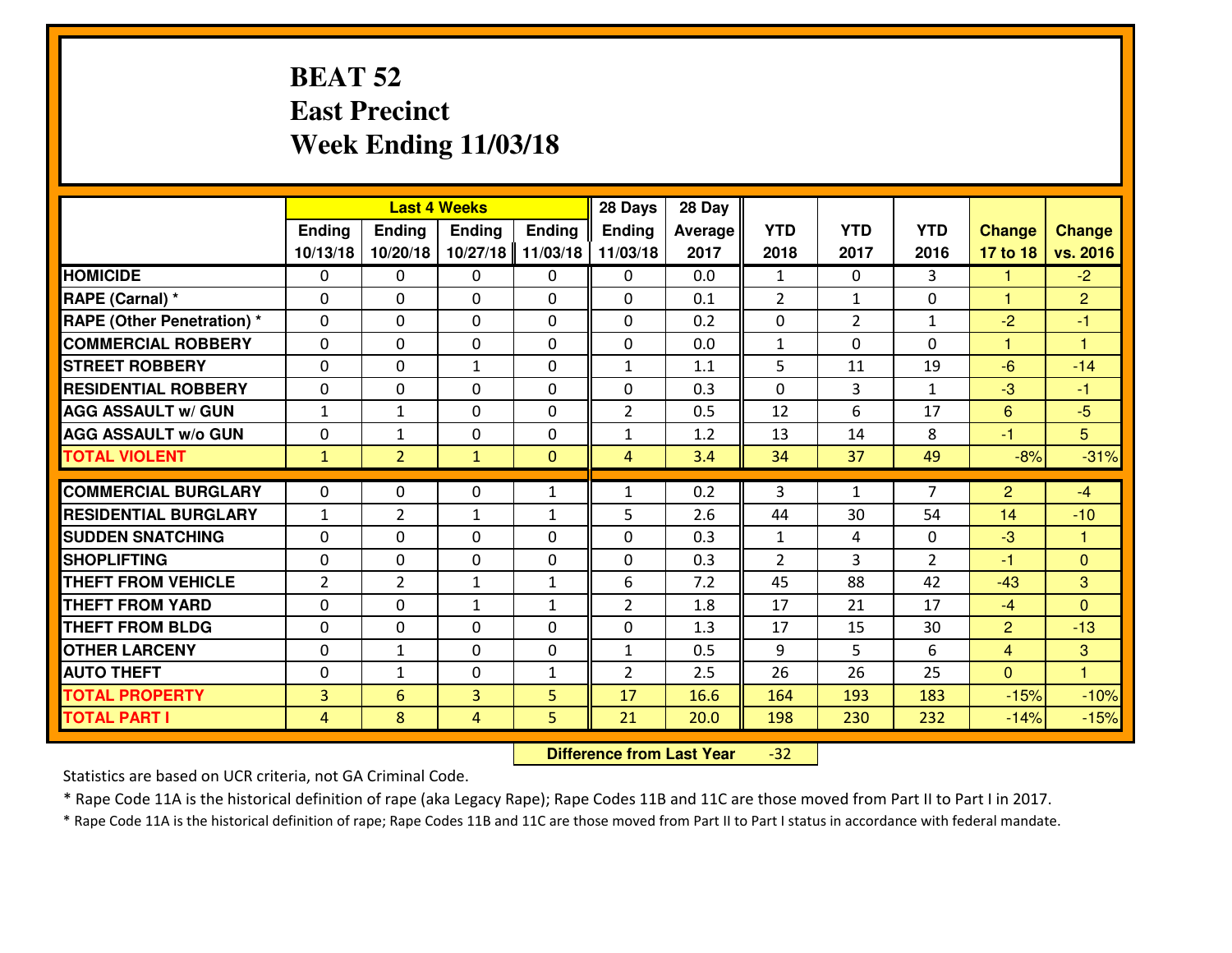# BEAT 52
## East Precinct
## Week Ending 11/03/18

| | Last 4 Weeks | | | | 28 Days | 28 Day | | | | | |
|---|---|---|---|---|---|---|---|---|---|---|---|
| | Ending 10/13/18 | Ending 10/20/18 | Ending 10/27/18 | Ending 11/03/18 | Ending 11/03/18 | Average 2017 | YTD 2018 | YTD 2017 | YTD 2016 | Change 17 to 18 | Change vs. 2016 |
| HOMICIDE | 0 | 0 | 0 | 0 | 0 | 0.0 | 1 | 0 | 3 | 1 | -2 |
| RAPE (Carnal) * | 0 | 0 | 0 | 0 | 0 | 0.1 | 2 | 1 | 0 | 1 | 2 |
| RAPE (Other Penetration) * | 0 | 0 | 0 | 0 | 0 | 0.2 | 0 | 2 | 1 | -2 | -1 |
| COMMERCIAL ROBBERY | 0 | 0 | 0 | 0 | 0 | 0.0 | 1 | 0 | 0 | 1 | 1 |
| STREET ROBBERY | 0 | 0 | 1 | 0 | 1 | 1.1 | 5 | 11 | 19 | -6 | -14 |
| RESIDENTIAL ROBBERY | 0 | 0 | 0 | 0 | 0 | 0.3 | 0 | 3 | 1 | -3 | -1 |
| AGG ASSAULT w/ GUN | 1 | 1 | 0 | 0 | 2 | 0.5 | 12 | 6 | 17 | 6 | -5 |
| AGG ASSAULT w/o GUN | 0 | 1 | 0 | 0 | 1 | 1.2 | 13 | 14 | 8 | -1 | 5 |
| TOTAL VIOLENT | 1 | 2 | 1 | 0 | 4 | 3.4 | 34 | 37 | 49 | -8% | -31% |
| COMMERCIAL BURGLARY | 0 | 0 | 0 | 1 | 1 | 0.2 | 3 | 1 | 7 | 2 | -4 |
| RESIDENTIAL BURGLARY | 1 | 2 | 1 | 1 | 5 | 2.6 | 44 | 30 | 54 | 14 | -10 |
| SUDDEN SNATCHING | 0 | 0 | 0 | 0 | 0 | 0.3 | 1 | 4 | 0 | -3 | 1 |
| SHOPLIFTING | 0 | 0 | 0 | 0 | 0 | 0.3 | 2 | 3 | 2 | -1 | 0 |
| THEFT FROM VEHICLE | 2 | 2 | 1 | 1 | 6 | 7.2 | 45 | 88 | 42 | -43 | 3 |
| THEFT FROM YARD | 0 | 0 | 1 | 1 | 2 | 1.8 | 17 | 21 | 17 | -4 | 0 |
| THEFT FROM BLDG | 0 | 0 | 0 | 0 | 0 | 1.3 | 17 | 15 | 30 | 2 | -13 |
| OTHER LARCENY | 0 | 1 | 0 | 0 | 1 | 0.5 | 9 | 5 | 6 | 4 | 3 |
| AUTO THEFT | 0 | 1 | 0 | 1 | 2 | 2.5 | 26 | 26 | 25 | 0 | 1 |
| TOTAL PROPERTY | 3 | 6 | 3 | 5 | 17 | 16.6 | 164 | 193 | 183 | -15% | -10% |
| TOTAL PART I | 4 | 8 | 4 | 5 | 21 | 20.0 | 198 | 230 | 232 | -14% | -15% |

**Difference from Last Year** -32

Statistics are based on UCR criteria, not GA Criminal Code.

* Rape Code 11A is the historical definition of rape (aka Legacy Rape); Rape Codes 11B and 11C are those moved from Part II to Part I in 2017.

* Rape Code 11A is the historical definition of rape; Rape Codes 11B and 11C are those moved from Part II to Part I status in accordance with federal mandate.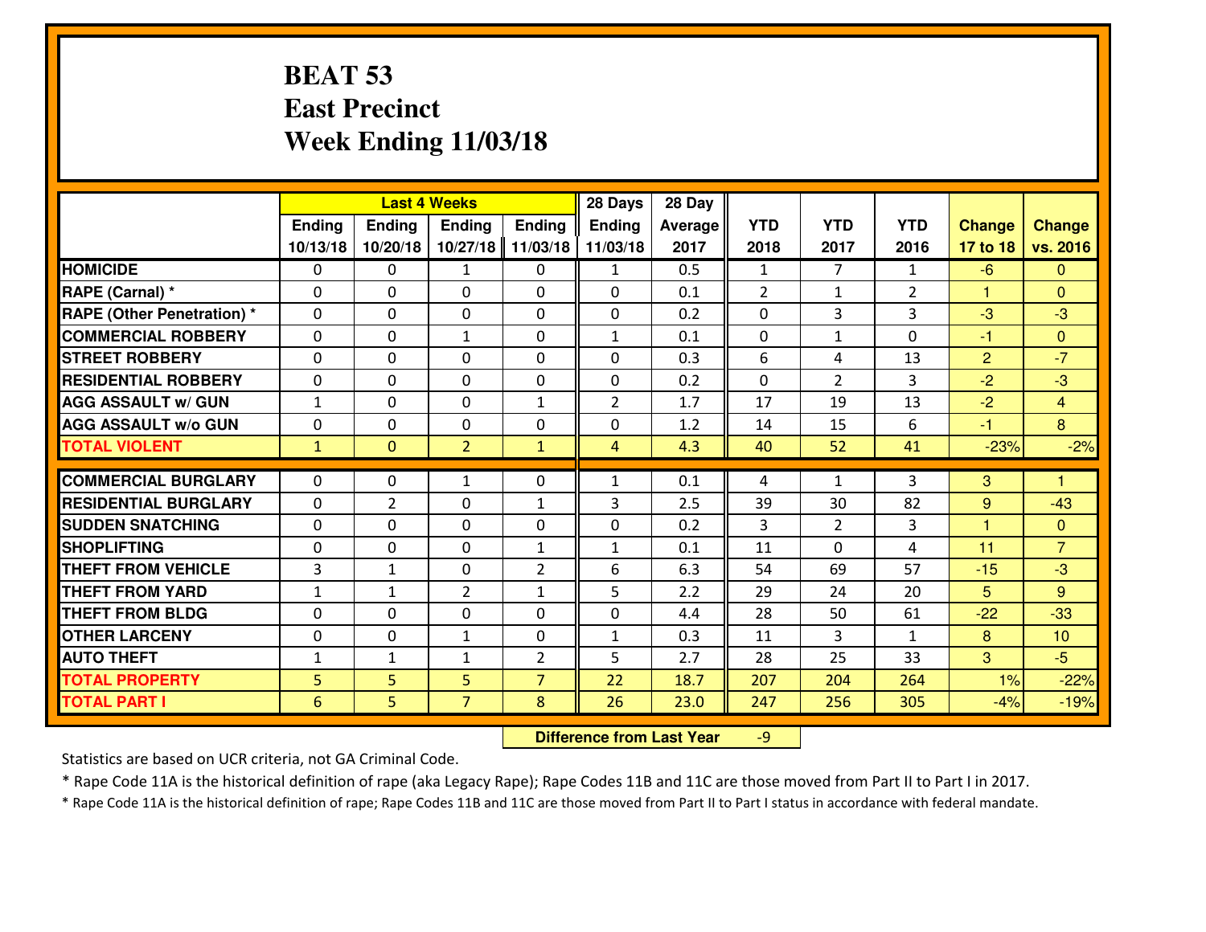# BEAT 53
# East Precinct
# Week Ending 11/03/18

| | Last 4 Weeks | | | | 28 Days | 28 Day | | | | | |
|---|---|---|---|---|---|---|---|---|---|---|---|
| | Ending 10/13/18 | Ending 10/20/18 | Ending 10/27/18 | Ending 11/03/18 | Ending 11/03/18 | Average 2017 | YTD 2018 | YTD 2017 | YTD 2016 | Change 17 to 18 | Change vs. 2016 |
| HOMICIDE | 0 | 0 | 1 | 0 | 1 | 0.5 | 1 | 7 | 1 | -6 | 0 |
| RAPE (Carnal) * | 0 | 0 | 0 | 0 | 0 | 0.1 | 2 | 1 | 2 | 1 | 0 |
| RAPE (Other Penetration) * | 0 | 0 | 0 | 0 | 0 | 0.2 | 0 | 3 | 3 | -3 | -3 |
| COMMERCIAL ROBBERY | 0 | 0 | 1 | 0 | 1 | 0.1 | 0 | 1 | 0 | -1 | 0 |
| STREET ROBBERY | 0 | 0 | 0 | 0 | 0 | 0.3 | 6 | 4 | 13 | 2 | -7 |
| RESIDENTIAL ROBBERY | 0 | 0 | 0 | 0 | 0 | 0.2 | 0 | 2 | 3 | -2 | -3 |
| AGG ASSAULT w/ GUN | 1 | 0 | 0 | 1 | 2 | 1.7 | 17 | 19 | 13 | -2 | 4 |
| AGG ASSAULT w/o GUN | 0 | 0 | 0 | 0 | 0 | 1.2 | 14 | 15 | 6 | -1 | 8 |
| TOTAL VIOLENT | 1 | 0 | 2 | 1 | 4 | 4.3 | 40 | 52 | 41 | -23% | -2% |
| COMMERCIAL BURGLARY | 0 | 0 | 1 | 0 | 1 | 0.1 | 4 | 1 | 3 | 3 | 1 |
| RESIDENTIAL BURGLARY | 0 | 2 | 0 | 1 | 3 | 2.5 | 39 | 30 | 82 | 9 | -43 |
| SUDDEN SNATCHING | 0 | 0 | 0 | 0 | 0 | 0.2 | 3 | 2 | 3 | 1 | 0 |
| SHOPLIFTING | 0 | 0 | 0 | 1 | 1 | 0.1 | 11 | 0 | 4 | 11 | 7 |
| THEFT FROM VEHICLE | 3 | 1 | 0 | 2 | 6 | 6.3 | 54 | 69 | 57 | -15 | -3 |
| THEFT FROM YARD | 1 | 1 | 2 | 1 | 5 | 2.2 | 29 | 24 | 20 | 5 | 9 |
| THEFT FROM BLDG | 0 | 0 | 0 | 0 | 0 | 4.4 | 28 | 50 | 61 | -22 | -33 |
| OTHER LARCENY | 0 | 0 | 1 | 0 | 1 | 0.3 | 11 | 3 | 1 | 8 | 10 |
| AUTO THEFT | 1 | 1 | 1 | 2 | 5 | 2.7 | 28 | 25 | 33 | 3 | -5 |
| TOTAL PROPERTY | 5 | 5 | 5 | 7 | 22 | 18.7 | 207 | 204 | 264 | 1% | -22% |
| TOTAL PART I | 6 | 5 | 7 | 8 | 26 | 23.0 | 247 | 256 | 305 | -4% | -19% |

**Difference from Last Year** -9

Statistics are based on UCR criteria, not GA Criminal Code.

* Rape Code 11A is the historical definition of rape (aka Legacy Rape); Rape Codes 11B and 11C are those moved from Part II to Part I in 2017.

* Rape Code 11A is the historical definition of rape; Rape Codes 11B and 11C are those moved from Part II to Part I status in accordance with federal mandate.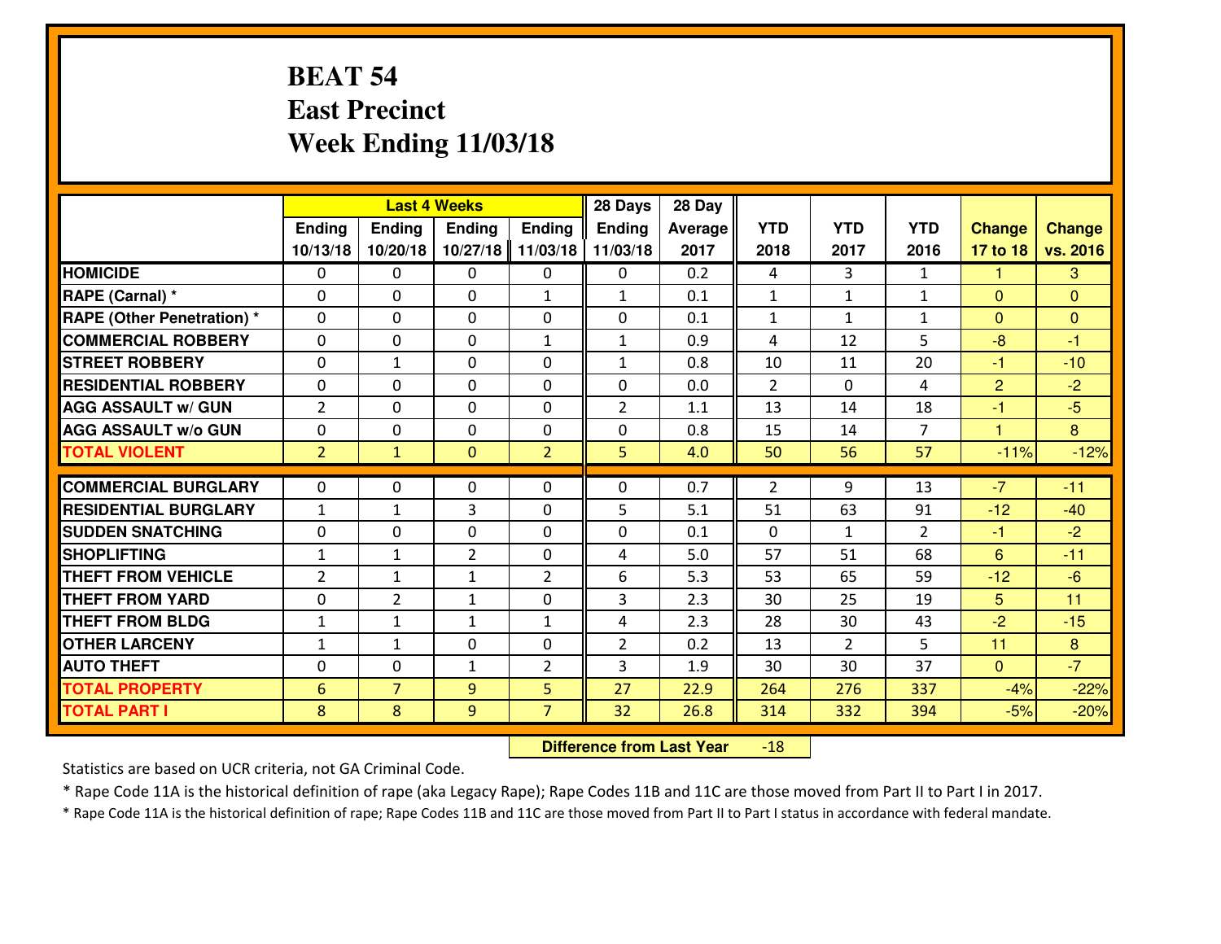# BEAT 54
## East Precinct
## Week Ending 11/03/18

| | Last 4 Weeks | | | | 28 Days | 28 Day | | | | | |
|---|---|---|---|---|---|---|---|---|---|---|---|
| | Ending 10/13/18 | Ending 10/20/18 | Ending 10/27/18 | Ending 11/03/18 | Ending 11/03/18 | Average 2017 | YTD 2018 | YTD 2017 | YTD 2016 | Change 17 to 18 | Change vs. 2016 |
| **HOMICIDE** | 0 | 0 | 0 | 0 | 0 | 0.2 | 4 | 3 | 1 | 1 | 3 |
| **RAPE (Carnal) *** | 0 | 0 | 0 | 1 | 1 | 0.1 | 1 | 1 | 1 | 0 | 0 |
| **RAPE (Other Penetration) *** | 0 | 0 | 0 | 0 | 0 | 0.1 | 1 | 1 | 1 | 0 | 0 |
| **COMMERCIAL ROBBERY** | 0 | 0 | 0 | 1 | 1 | 0.9 | 4 | 12 | 5 | -8 | -1 |
| **STREET ROBBERY** | 0 | 1 | 0 | 0 | 1 | 0.8 | 10 | 11 | 20 | -1 | -10 |
| **RESIDENTIAL ROBBERY** | 0 | 0 | 0 | 0 | 0 | 0.0 | 2 | 0 | 4 | 2 | -2 |
| **AGG ASSAULT w/ GUN** | 2 | 0 | 0 | 0 | 2 | 1.1 | 13 | 14 | 18 | -1 | -5 |
| **AGG ASSAULT w/o GUN** | 0 | 0 | 0 | 0 | 0 | 0.8 | 15 | 14 | 7 | 1 | 8 |
| **TOTAL VIOLENT** | 2 | 1 | 0 | 2 | 5 | 4.0 | 50 | 56 | 57 | -11% | -12% |
| **COMMERCIAL BURGLARY** | 0 | 0 | 0 | 0 | 0 | 0.7 | 2 | 9 | 13 | -7 | -11 |
| **RESIDENTIAL BURGLARY** | 1 | 1 | 3 | 0 | 5 | 5.1 | 51 | 63 | 91 | -12 | -40 |
| **SUDDEN SNATCHING** | 0 | 0 | 0 | 0 | 0 | 0.1 | 0 | 1 | 2 | -1 | -2 |
| **SHOPLIFTING** | 1 | 1 | 2 | 0 | 4 | 5.0 | 57 | 51 | 68 | 6 | -11 |
| **THEFT FROM VEHICLE** | 2 | 1 | 1 | 2 | 6 | 5.3 | 53 | 65 | 59 | -12 | -6 |
| **THEFT FROM YARD** | 0 | 2 | 1 | 0 | 3 | 2.3 | 30 | 25 | 19 | 5 | 11 |
| **THEFT FROM BLDG** | 1 | 1 | 1 | 1 | 4 | 2.3 | 28 | 30 | 43 | -2 | -15 |
| **OTHER LARCENY** | 1 | 1 | 0 | 0 | 2 | 0.2 | 13 | 2 | 5 | 11 | 8 |
| **AUTO THEFT** | 0 | 0 | 1 | 2 | 3 | 1.9 | 30 | 30 | 37 | 0 | -7 |
| **TOTAL PROPERTY** | 6 | 7 | 9 | 5 | 27 | 22.9 | 264 | 276 | 337 | -4% | -22% |
| **TOTAL PART I** | 8 | 8 | 9 | 7 | 32 | 26.8 | 314 | 332 | 394 | -5% | -20% |

**Difference from Last Year** -18

Statistics are based on UCR criteria, not GA Criminal Code.

* Rape Code 11A is the historical definition of rape (aka Legacy Rape); Rape Codes 11B and 11C are those moved from Part II to Part I in 2017.

* Rape Code 11A is the historical definition of rape; Rape Codes 11B and 11C are those moved from Part II to Part I status in accordance with federal mandate.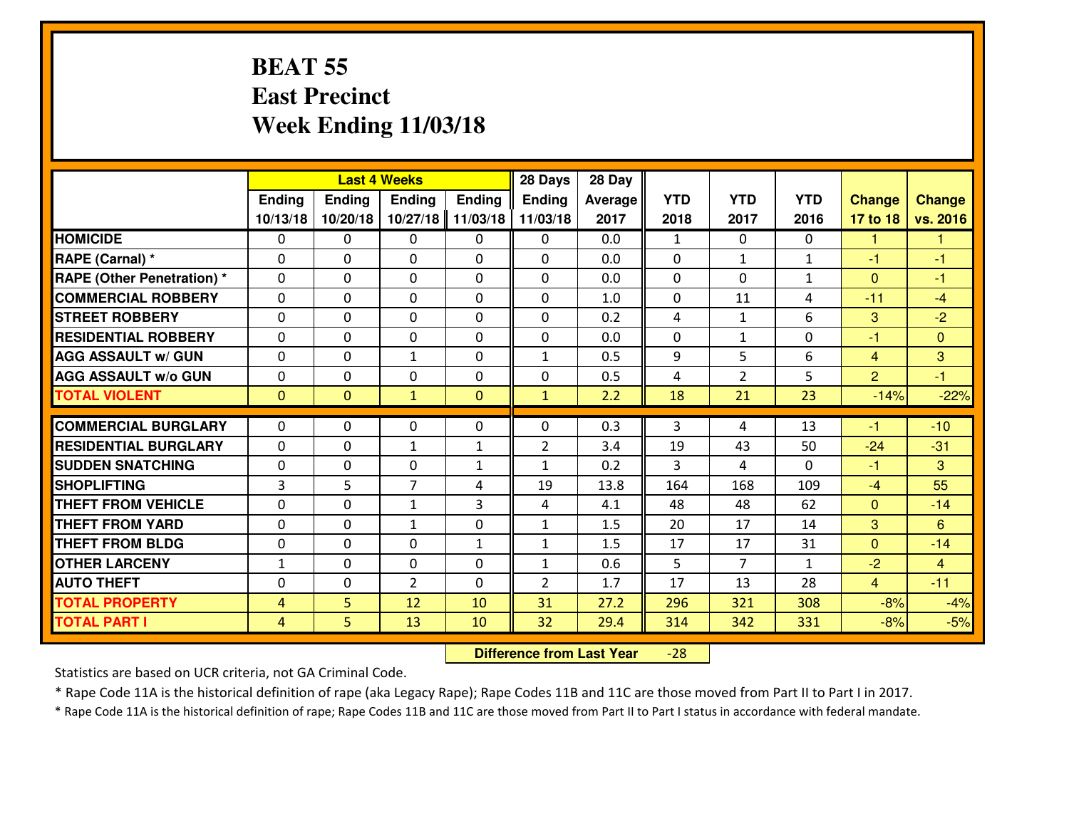# BEAT 55
# East Precinct
# Week Ending 11/03/18

| | Last 4 Weeks | | | | 28 Days | 28 Day | | | | | |
|---|---|---|---|---|---|---|---|---|---|---|---|
| | Ending 10/13/18 | Ending 10/20/18 | Ending 10/27/18 | Ending 11/03/18 | Ending 11/03/18 | Average 2017 | YTD 2018 | YTD 2017 | YTD 2016 | Change 17 to 18 | Change vs. 2016 |
| HOMICIDE | 0 | 0 | 0 | 0 | 0 | 0.0 | 1 | 0 | 0 | 1 | 1 |
| RAPE (Carnal) * | 0 | 0 | 0 | 0 | 0 | 0.0 | 0 | 1 | 1 | -1 | -1 |
| RAPE (Other Penetration) * | 0 | 0 | 0 | 0 | 0 | 0.0 | 0 | 0 | 1 | 0 | -1 |
| COMMERCIAL ROBBERY | 0 | 0 | 0 | 0 | 0 | 1.0 | 0 | 11 | 4 | -11 | -4 |
| STREET ROBBERY | 0 | 0 | 0 | 0 | 0 | 0.2 | 4 | 1 | 6 | 3 | -2 |
| RESIDENTIAL ROBBERY | 0 | 0 | 0 | 0 | 0 | 0.0 | 0 | 1 | 0 | -1 | 0 |
| AGG ASSAULT w/ GUN | 0 | 0 | 1 | 0 | 1 | 0.5 | 9 | 5 | 6 | 4 | 3 |
| AGG ASSAULT w/o GUN | 0 | 0 | 0 | 0 | 0 | 0.5 | 4 | 2 | 5 | 2 | -1 |
| TOTAL VIOLENT | 0 | 0 | 1 | 0 | 1 | 2.2 | 18 | 21 | 23 | -14% | -22% |
| COMMERCIAL BURGLARY | 0 | 0 | 0 | 0 | 0 | 0.3 | 3 | 4 | 13 | -1 | -10 |
| RESIDENTIAL BURGLARY | 0 | 0 | 1 | 1 | 2 | 3.4 | 19 | 43 | 50 | -24 | -31 |
| SUDDEN SNATCHING | 0 | 0 | 0 | 1 | 1 | 0.2 | 3 | 4 | 0 | -1 | 3 |
| SHOPLIFTING | 3 | 5 | 7 | 4 | 19 | 13.8 | 164 | 168 | 109 | -4 | 55 |
| THEFT FROM VEHICLE | 0 | 0 | 1 | 3 | 4 | 4.1 | 48 | 48 | 62 | 0 | -14 |
| THEFT FROM YARD | 0 | 0 | 1 | 0 | 1 | 1.5 | 20 | 17 | 14 | 3 | 6 |
| THEFT FROM BLDG | 0 | 0 | 0 | 1 | 1 | 1.5 | 17 | 17 | 31 | 0 | -14 |
| OTHER LARCENY | 1 | 0 | 0 | 0 | 1 | 0.6 | 5 | 7 | 1 | -2 | 4 |
| AUTO THEFT | 0 | 0 | 2 | 0 | 2 | 1.7 | 17 | 13 | 28 | 4 | -11 |
| TOTAL PROPERTY | 4 | 5 | 12 | 10 | 31 | 27.2 | 296 | 321 | 308 | -8% | -4% |
| TOTAL PART I | 4 | 5 | 13 | 10 | 32 | 29.4 | 314 | 342 | 331 | -8% | -5% |

**Difference from Last Year** -28

Statistics are based on UCR criteria, not GA Criminal Code.

* Rape Code 11A is the historical definition of rape (aka Legacy Rape); Rape Codes 11B and 11C are those moved from Part II to Part I in 2017.

* Rape Code 11A is the historical definition of rape; Rape Codes 11B and 11C are those moved from Part II to Part I status in accordance with federal mandate.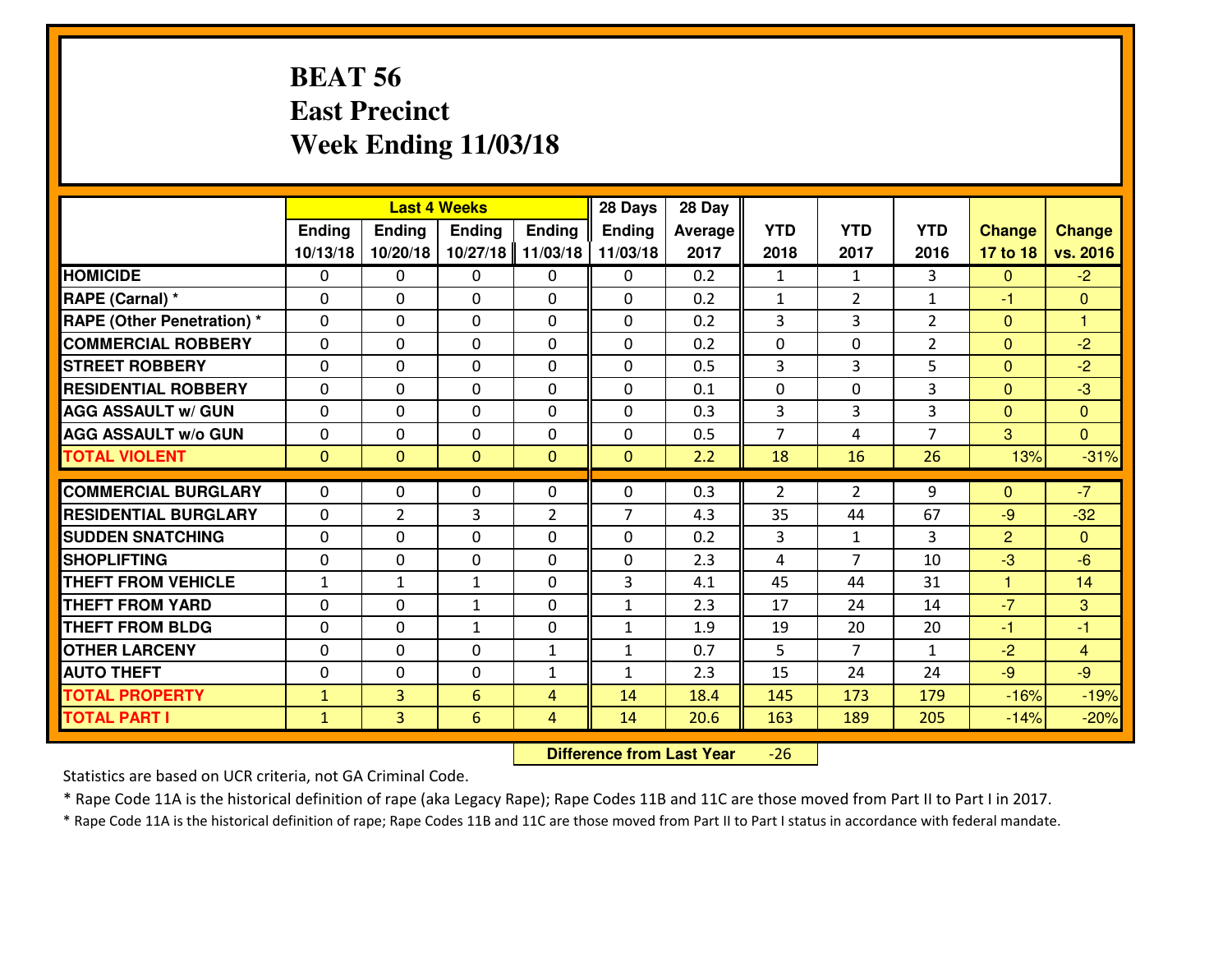# BEAT 56
## East Precinct
## Week Ending 11/03/18

| | Last 4 Weeks | | | | 28 Days | 28 Day | | | | | |
|---|---|---|---|---|---|---|---|---|---|---|---|
| | Ending 10/13/18 | Ending 10/20/18 | Ending 10/27/18 | Ending 11/03/18 | Ending 11/03/18 | Average 2017 | YTD 2018 | YTD 2017 | YTD 2016 | Change 17 to 18 | Change vs. 2016 |
| HOMICIDE | 0 | 0 | 0 | 0 | 0 | 0.2 | 1 | 1 | 3 | 0 | -2 |
| RAPE (Carnal) * | 0 | 0 | 0 | 0 | 0 | 0.2 | 1 | 2 | 1 | -1 | 0 |
| RAPE (Other Penetration) * | 0 | 0 | 0 | 0 | 0 | 0.2 | 3 | 3 | 2 | 0 | 1 |
| COMMERCIAL ROBBERY | 0 | 0 | 0 | 0 | 0 | 0.2 | 0 | 0 | 2 | 0 | -2 |
| STREET ROBBERY | 0 | 0 | 0 | 0 | 0 | 0.5 | 3 | 3 | 5 | 0 | -2 |
| RESIDENTIAL ROBBERY | 0 | 0 | 0 | 0 | 0 | 0.1 | 0 | 0 | 3 | 0 | -3 |
| AGG ASSAULT w/ GUN | 0 | 0 | 0 | 0 | 0 | 0.3 | 3 | 3 | 3 | 0 | 0 |
| AGG ASSAULT w/o GUN | 0 | 0 | 0 | 0 | 0 | 0.5 | 7 | 4 | 7 | 3 | 0 |
| TOTAL VIOLENT | 0 | 0 | 0 | 0 | 0 | 2.2 | 18 | 16 | 26 | 13% | -31% |
| COMMERCIAL BURGLARY | 0 | 0 | 0 | 0 | 0 | 0.3 | 2 | 2 | 9 | 0 | -7 |
| RESIDENTIAL BURGLARY | 0 | 2 | 3 | 2 | 7 | 4.3 | 35 | 44 | 67 | -9 | -32 |
| SUDDEN SNATCHING | 0 | 0 | 0 | 0 | 0 | 0.2 | 3 | 1 | 3 | 2 | 0 |
| SHOPLIFTING | 0 | 0 | 0 | 0 | 0 | 2.3 | 4 | 7 | 10 | -3 | -6 |
| THEFT FROM VEHICLE | 1 | 1 | 1 | 0 | 3 | 4.1 | 45 | 44 | 31 | 1 | 14 |
| THEFT FROM YARD | 0 | 0 | 1 | 0 | 1 | 2.3 | 17 | 24 | 14 | -7 | 3 |
| THEFT FROM BLDG | 0 | 0 | 1 | 0 | 1 | 1.9 | 19 | 20 | 20 | -1 | -1 |
| OTHER LARCENY | 0 | 0 | 0 | 1 | 1 | 0.7 | 5 | 7 | 1 | -2 | 4 |
| AUTO THEFT | 0 | 0 | 0 | 1 | 1 | 2.3 | 15 | 24 | 24 | -9 | -9 |
| TOTAL PROPERTY | 1 | 3 | 6 | 4 | 14 | 18.4 | 145 | 173 | 179 | -16% | -19% |
| TOTAL PART I | 1 | 3 | 6 | 4 | 14 | 20.6 | 163 | 189 | 205 | -14% | -20% |

**Difference from Last Year** -26

Statistics are based on UCR criteria, not GA Criminal Code.

* Rape Code 11A is the historical definition of rape (aka Legacy Rape); Rape Codes 11B and 11C are those moved from Part II to Part I in 2017.

* Rape Code 11A is the historical definition of rape; Rape Codes 11B and 11C are those moved from Part II to Part I status in accordance with federal mandate.